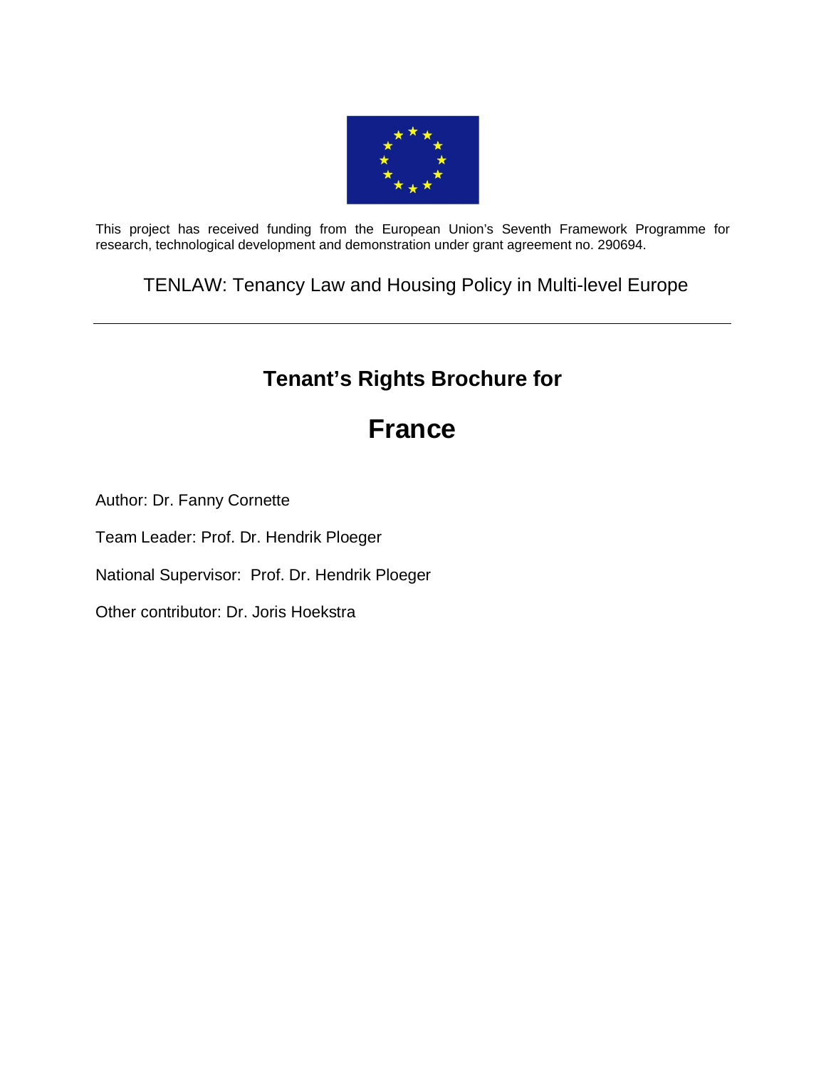This project has received funding from the European Union's Seventh Framework Programme for research, technological development and demonstration under grant agreement no. 290694.

TENLAW: Tenancy Law and Housing Policy in Multi-level Europe

---

## Tenant's Rights Brochure for

# France

Author: Dr. Fanny Cornette

Team Leader: Prof. Dr. Hendrik Ploeger

National Supervisor: Prof. Dr. Hendrik Ploeger

Other contributor: Dr. Joris Hoekstra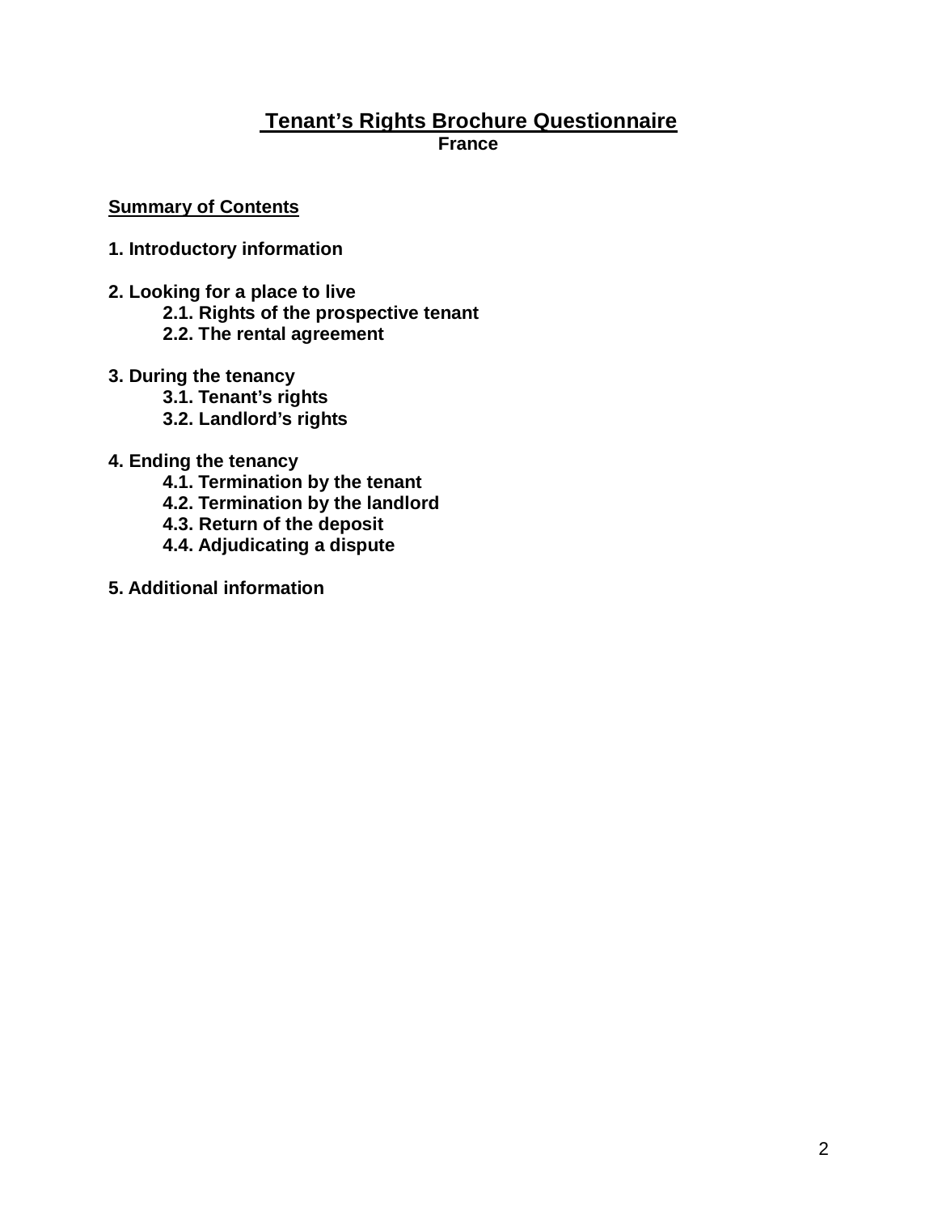# Tenant's Rights Brochure Questionnaire

**France**

**Summary of Contents**

**1. Introductory information**

**2. Looking for a place to live**
- **2.1. Rights of the prospective tenant**
- **2.2. The rental agreement**

**3. During the tenancy**
- **3.1. Tenant's rights**
- **3.2. Landlord's rights**

**4. Ending the tenancy**
- **4.1. Termination by the tenant**
- **4.2. Termination by the landlord**
- **4.3. Return of the deposit**
- **4.4. Adjudicating a dispute**

**5. Additional information**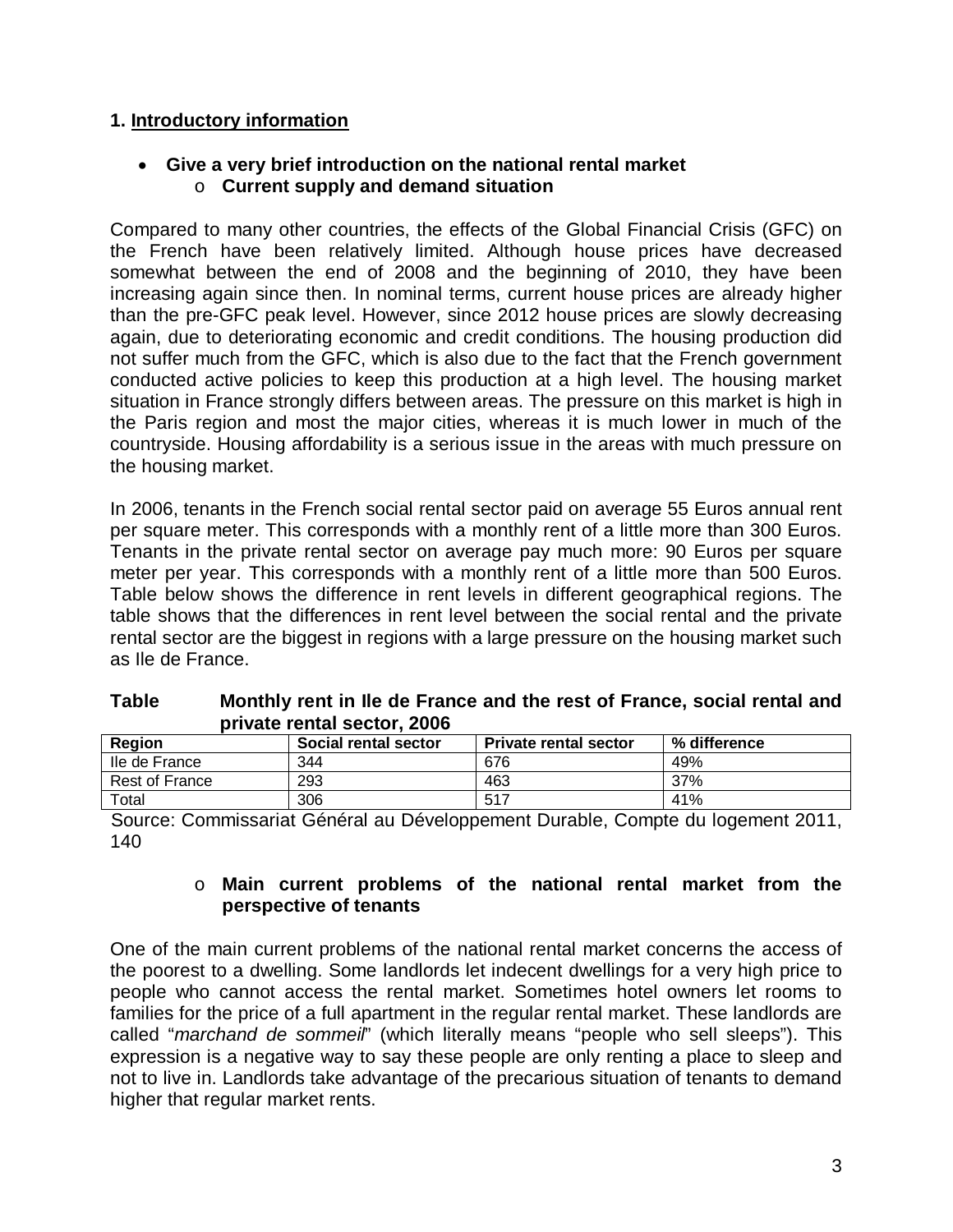## 1. Introductory information

- **Give a very brief introduction on the national rental market**
  - **Current supply and demand situation**

Compared to many other countries, the effects of the Global Financial Crisis (GFC) on the French have been relatively limited. Although house prices have decreased somewhat between the end of 2008 and the beginning of 2010, they have been increasing again since then. In nominal terms, current house prices are already higher than the pre-GFC peak level. However, since 2012 house prices are slowly decreasing again, due to deteriorating economic and credit conditions. The housing production did not suffer much from the GFC, which is also due to the fact that the French government conducted active policies to keep this production at a high level. The housing market situation in France strongly differs between areas. The pressure on this market is high in the Paris region and most the major cities, whereas it is much lower in much of the countryside. Housing affordability is a serious issue in the areas with much pressure on the housing market.

In 2006, tenants in the French social rental sector paid on average 55 Euros annual rent per square meter. This corresponds with a monthly rent of a little more than 300 Euros. Tenants in the private rental sector on average pay much more: 90 Euros per square meter per year. This corresponds with a monthly rent of a little more than 500 Euros. Table below shows the difference in rent levels in different geographical regions. The table shows that the differences in rent level between the social rental and the private rental sector are the biggest in regions with a large pressure on the housing market such as Ile de France.

**Table Monthly rent in Ile de France and the rest of France, social rental and private rental sector, 2006**

| Region | Social rental sector | Private rental sector | % difference |
|---|---|---|---|
| Ile de France | 344 | 676 | 49% |
| Rest of France | 293 | 463 | 37% |
| Total | 306 | 517 | 41% |

Source: Commissariat Général au Développement Durable, Compte du logement 2011, 140

- **Main current problems of the national rental market from the perspective of tenants**

One of the main current problems of the national rental market concerns the access of the poorest to a dwelling. Some landlords let indecent dwellings for a very high price to people who cannot access the rental market. Sometimes hotel owners let rooms to families for the price of a full apartment in the regular rental market. These landlords are called "*marchand de sommeil*" (which literally means "people who sell sleeps"). This expression is a negative way to say these people are only renting a place to sleep and not to live in. Landlords take advantage of the precarious situation of tenants to demand higher that regular market rents.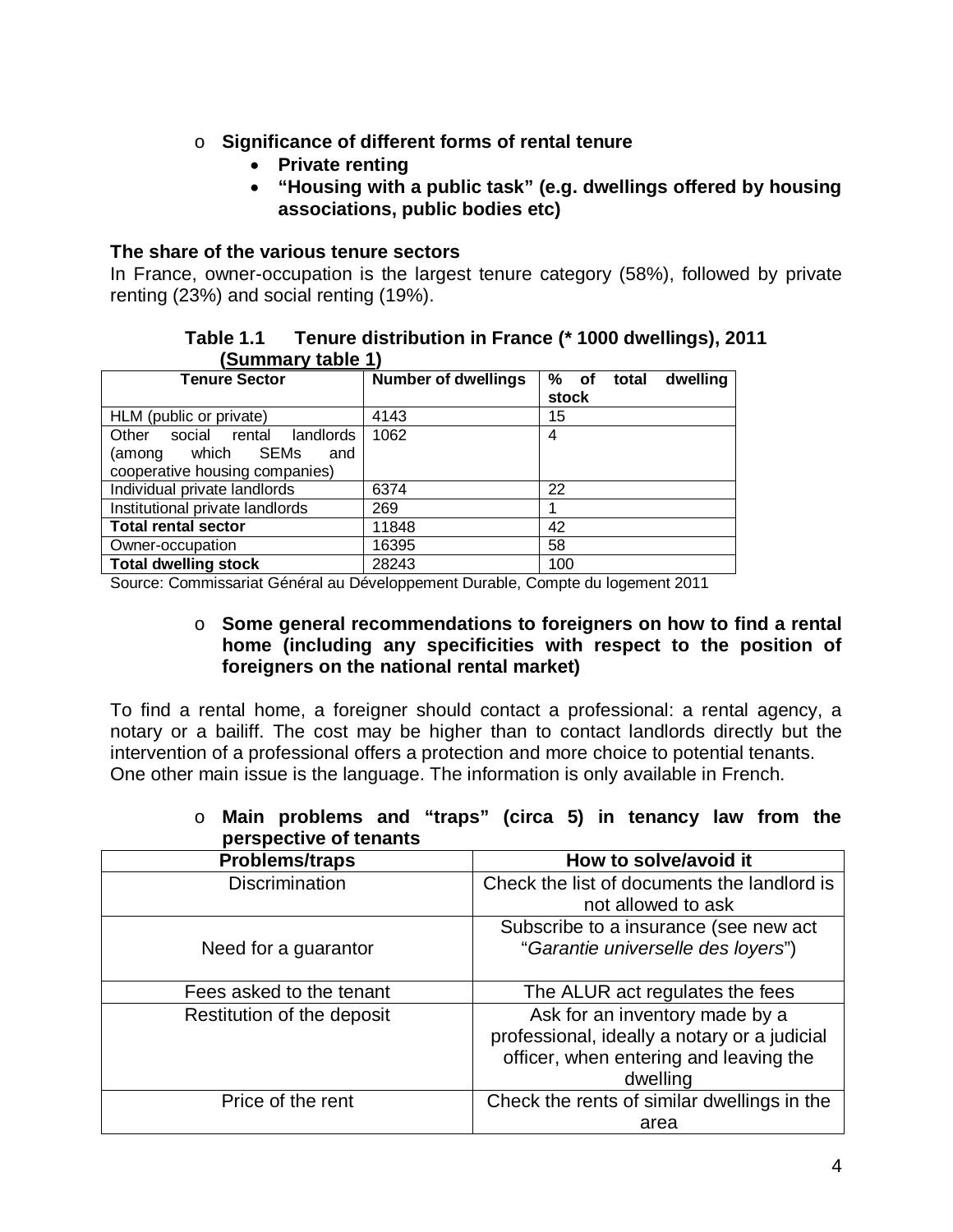- **Significance of different forms of rental tenure**
    - **Private renting**
    - **"Housing with a public task" (e.g. dwellings offered by housing associations, public bodies etc)**

**The share of the various tenure sectors**

In France, owner-occupation is the largest tenure category (58%), followed by private renting (23%) and social renting (19%).

**Table 1.1 Tenure distribution in France (* 1000 dwellings), 2011 (Summary table 1)**

| **Tenure Sector** | **Number of dwellings** | **% of total dwelling stock** |
|---|---|---|
| HLM (public or private) | 4143 | 15 |
| Other social rental landlords (among which SEMs and cooperative housing companies) | 1062 | 4 |
| Individual private landlords | 6374 | 22 |
| Institutional private landlords | 269 | 1 |
| **Total rental sector** | 11848 | 42 |
| Owner-occupation | 16395 | 58 |
| **Total dwelling stock** | 28243 | 100 |

Source: Commissariat Général au Développement Durable, Compte du logement 2011

- **Some general recommendations to foreigners on how to find a rental home (including any specificities with respect to the position of foreigners on the national rental market)**

To find a rental home, a foreigner should contact a professional: a rental agency, a notary or a bailiff. The cost may be higher than to contact landlords directly but the intervention of a professional offers a protection and more choice to potential tenants. One other main issue is the language. The information is only available in French.

- **Main problems and "traps" (circa 5) in tenancy law from the perspective of tenants**

| **Problems/traps** | **How to solve/avoid it** |
|---|---|
| Discrimination | Check the list of documents the landlord is not allowed to ask |
| Need for a guarantor | Subscribe to a insurance (see new act "*Garantie universelle des loyers*") |
| Fees asked to the tenant | The ALUR act regulates the fees |
| Restitution of the deposit | Ask for an inventory made by a professional, ideally a notary or a judicial officer, when entering and leaving the dwelling |
| Price of the rent | Check the rents of similar dwellings in the area |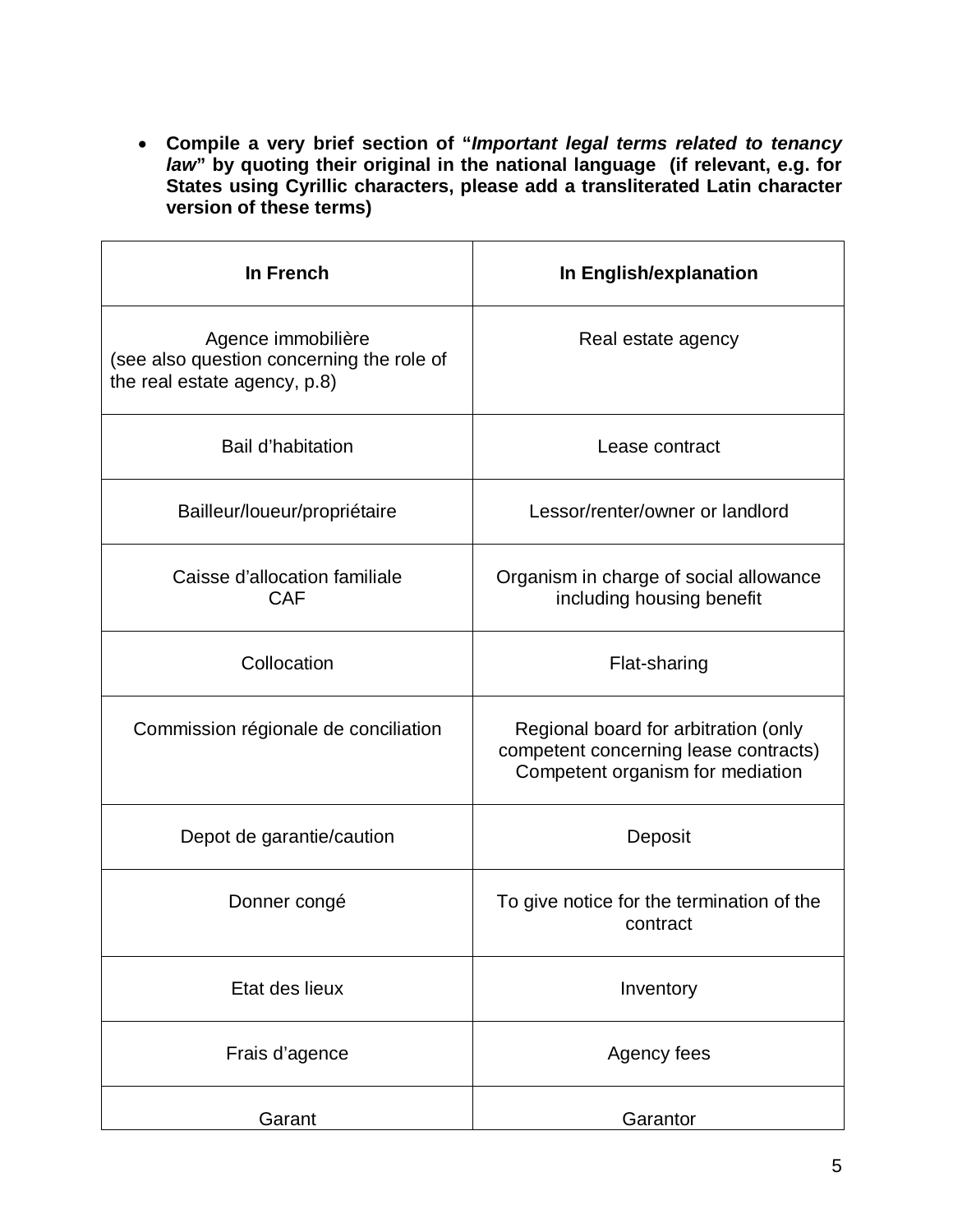- **Compile a very brief section of "*Important legal terms related to tenancy law*" by quoting their original in the national language (if relevant, e.g. for States using Cyrillic characters, please add a transliterated Latin character version of these terms)**

| In French | In English/explanation |
|---|---|
| Agence immobilière<br>(see also question concerning the role of the real estate agency, p.8) | Real estate agency |
| Bail d'habitation | Lease contract |
| Bailleur/loueur/propriétaire | Lessor/renter/owner or landlord |
| Caisse d'allocation familiale<br>CAF | Organism in charge of social allowance including housing benefit |
| Collocation | Flat-sharing |
| Commission régionale de conciliation | Regional board for arbitration (only competent concerning lease contracts)<br>Competent organism for mediation |
| Depot de garantie/caution | Deposit |
| Donner congé | To give notice for the termination of the contract |
| Etat des lieux | Inventory |
| Frais d'agence | Agency fees |
| Garant | Garantor |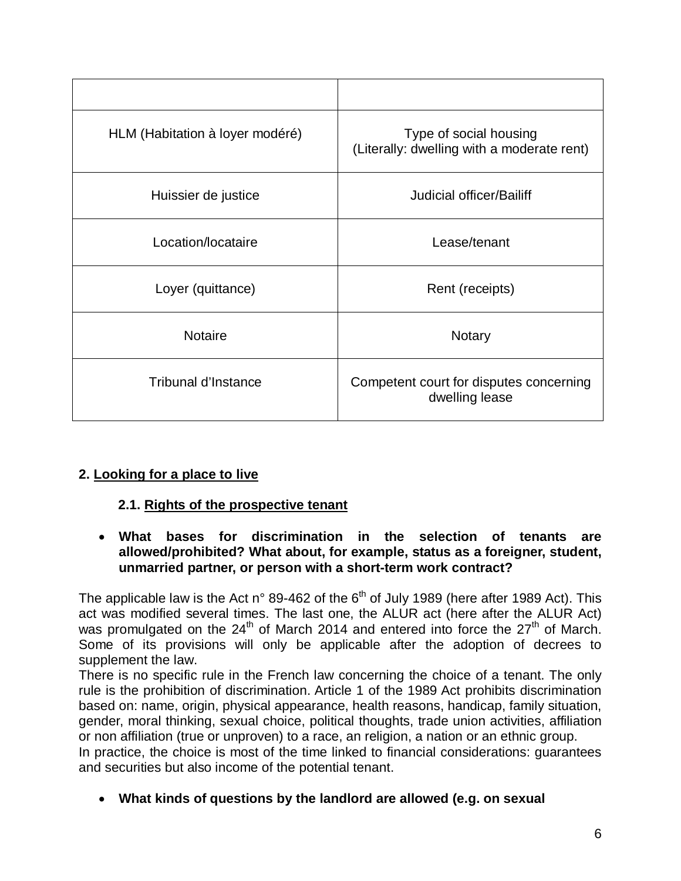| | |
|---|---|
| HLM (Habitation à loyer modéré) | Type of social housing (Literally: dwelling with a moderate rent) |
| Huissier de justice | Judicial officer/Bailiff |
| Location/locataire | Lease/tenant |
| Loyer (quittance) | Rent (receipts) |
| Notaire | Notary |
| Tribunal d'Instance | Competent court for disputes concerning dwelling lease |

## 2. Looking for a place to live

### 2.1. Rights of the prospective tenant

- **What bases for discrimination in the selection of tenants are allowed/prohibited? What about, for example, status as a foreigner, student, unmarried partner, or person with a short-term work contract?**

The applicable law is the Act n° 89-462 of the 6th of July 1989 (here after 1989 Act). This act was modified several times. The last one, the ALUR act (here after the ALUR Act) was promulgated on the 24th of March 2014 and entered into force the 27th of March. Some of its provisions will only be applicable after the adoption of decrees to supplement the law.

There is no specific rule in the French law concerning the choice of a tenant. The only rule is the prohibition of discrimination. Article 1 of the 1989 Act prohibits discrimination based on: name, origin, physical appearance, health reasons, handicap, family situation, gender, moral thinking, sexual choice, political thoughts, trade union activities, affiliation or non affiliation (true or unproven) to a race, an religion, a nation or an ethnic group.

In practice, the choice is most of the time linked to financial considerations: guarantees and securities but also income of the potential tenant.

- **What kinds of questions by the landlord are allowed (e.g. on sexual**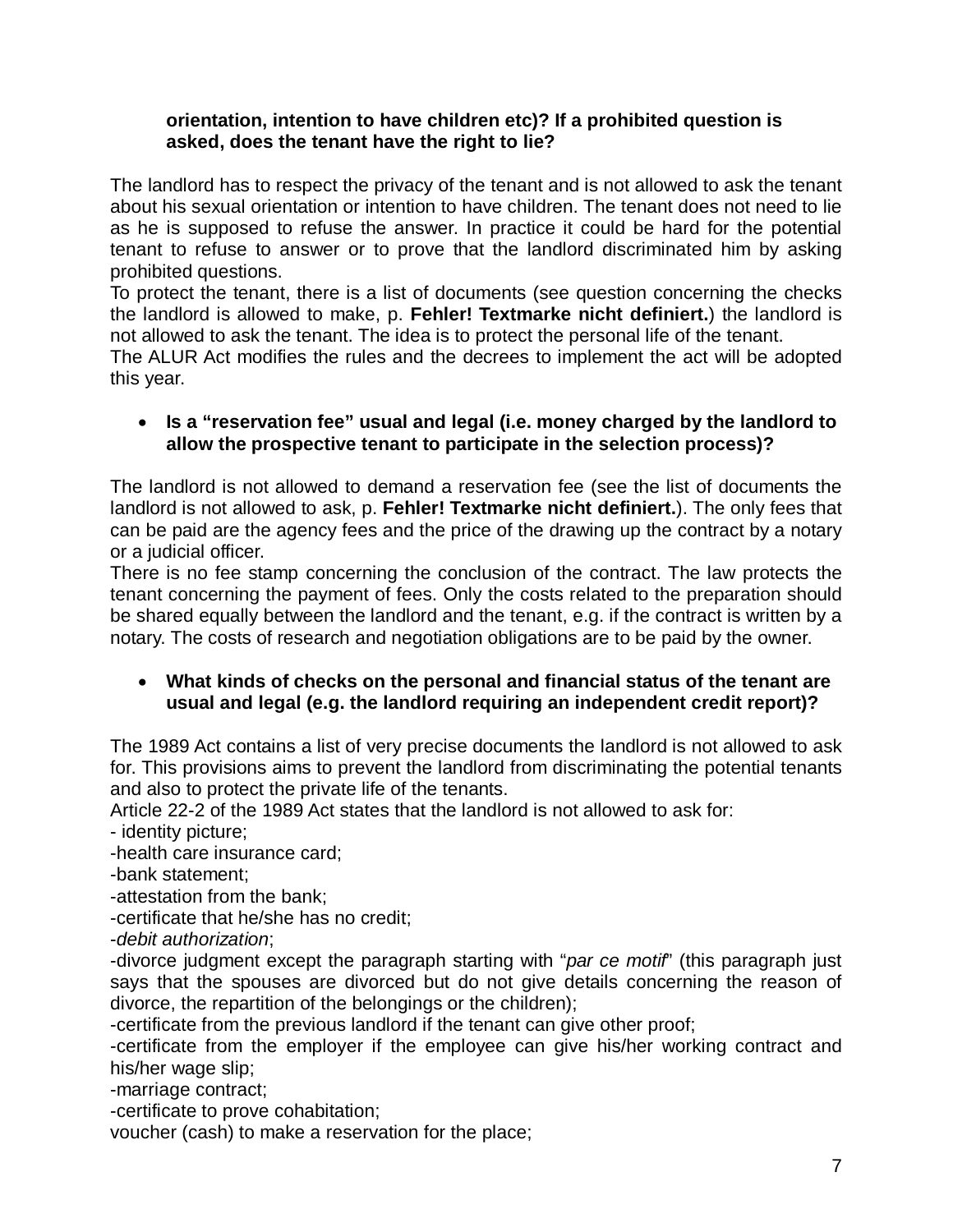**orientation, intention to have children etc)? If a prohibited question is asked, does the tenant have the right to lie?**

The landlord has to respect the privacy of the tenant and is not allowed to ask the tenant about his sexual orientation or intention to have children. The tenant does not need to lie as he is supposed to refuse the answer. In practice it could be hard for the potential tenant to refuse to answer or to prove that the landlord discriminated him by asking prohibited questions.
To protect the tenant, there is a list of documents (see question concerning the checks the landlord is allowed to make, p. **Fehler! Textmarke nicht definiert.**) the landlord is not allowed to ask the tenant. The idea is to protect the personal life of the tenant.
The ALUR Act modifies the rules and the decrees to implement the act will be adopted this year.

- **Is a "reservation fee" usual and legal (i.e. money charged by the landlord to allow the prospective tenant to participate in the selection process)?**

The landlord is not allowed to demand a reservation fee (see the list of documents the landlord is not allowed to ask, p. **Fehler! Textmarke nicht definiert.**). The only fees that can be paid are the agency fees and the price of the drawing up the contract by a notary or a judicial officer.
There is no fee stamp concerning the conclusion of the contract. The law protects the tenant concerning the payment of fees. Only the costs related to the preparation should be shared equally between the landlord and the tenant, e.g. if the contract is written by a notary. The costs of research and negotiation obligations are to be paid by the owner.

- **What kinds of checks on the personal and financial status of the tenant are usual and legal (e.g. the landlord requiring an independent credit report)?**

The 1989 Act contains a list of very precise documents the landlord is not allowed to ask for. This provisions aims to prevent the landlord from discriminating the potential tenants and also to protect the private life of the tenants.
Article 22-2 of the 1989 Act states that the landlord is not allowed to ask for:
- identity picture;
-health care insurance card;
-bank statement;
-attestation from the bank;
-certificate that he/she has no credit;
-*debit authorization*;
-divorce judgment except the paragraph starting with "*par ce motif*" (this paragraph just says that the spouses are divorced but do not give details concerning the reason of divorce, the repartition of the belongings or the children);
-certificate from the previous landlord if the tenant can give other proof;
-certificate from the employer if the employee can give his/her working contract and his/her wage slip;
-marriage contract;
-certificate to prove cohabitation;
voucher (cash) to make a reservation for the place;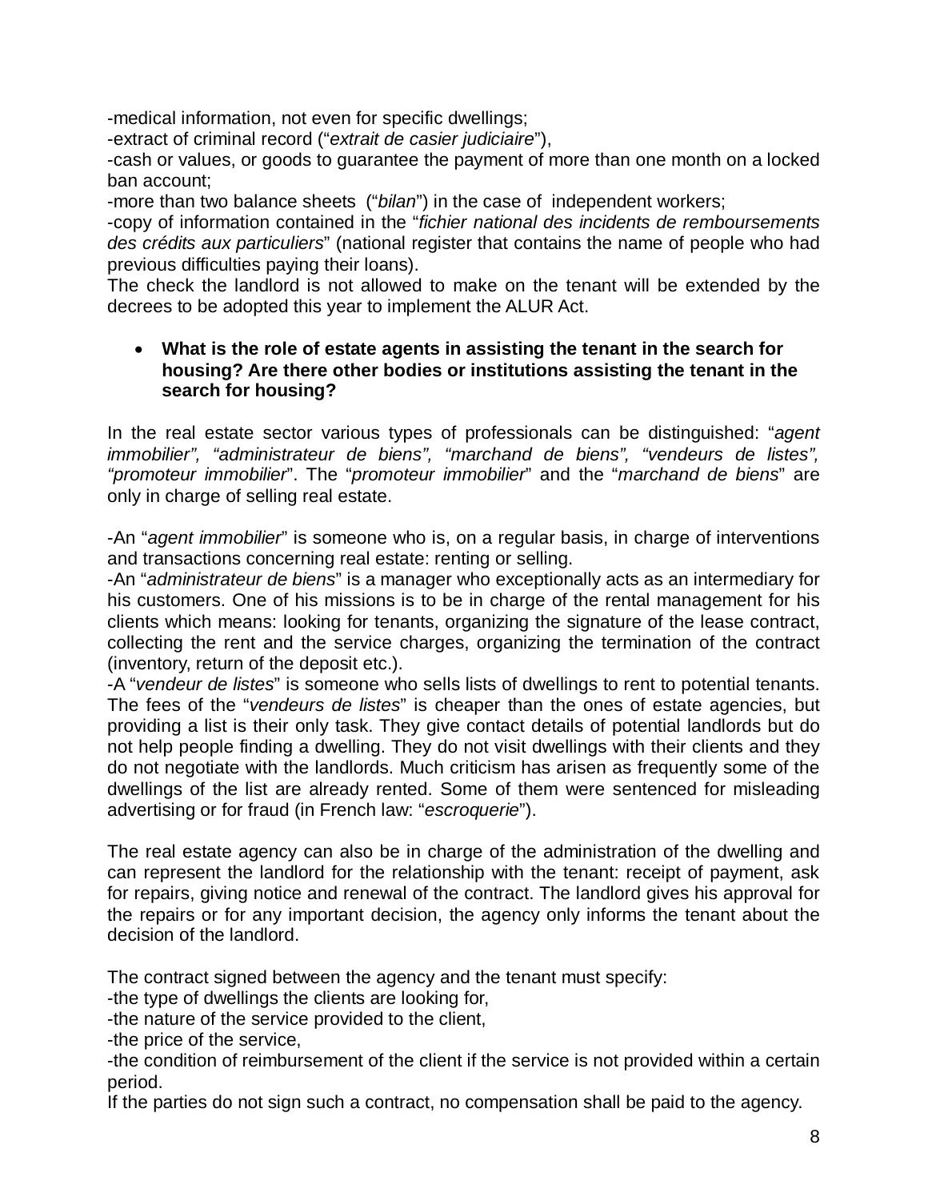-medical information, not even for specific dwellings;
-extract of criminal record ("*extrait de casier judiciaire*"),
-cash or values, or goods to guarantee the payment of more than one month on a locked ban account;
-more than two balance sheets ("*bilan*") in the case of independent workers;
-copy of information contained in the "*fichier national des incidents de remboursements des crédits aux particuliers*" (national register that contains the name of people who had previous difficulties paying their loans).
The check the landlord is not allowed to make on the tenant will be extended by the decrees to be adopted this year to implement the ALUR Act.

- **What is the role of estate agents in assisting the tenant in the search for housing? Are there other bodies or institutions assisting the tenant in the search for housing?**

In the real estate sector various types of professionals can be distinguished: "*agent immobilier", "administrateur de biens", "marchand de biens", "vendeurs de listes", "promoteur immobilier*". The "*promoteur immobilier*" and the "*marchand de biens*" are only in charge of selling real estate.

-An "*agent immobilier*" is someone who is, on a regular basis, in charge of interventions and transactions concerning real estate: renting or selling.
-An "*administrateur de biens*" is a manager who exceptionally acts as an intermediary for his customers. One of his missions is to be in charge of the rental management for his clients which means: looking for tenants, organizing the signature of the lease contract, collecting the rent and the service charges, organizing the termination of the contract (inventory, return of the deposit etc.).
-A "*vendeur de listes*" is someone who sells lists of dwellings to rent to potential tenants. The fees of the "*vendeurs de listes*" is cheaper than the ones of estate agencies, but providing a list is their only task. They give contact details of potential landlords but do not help people finding a dwelling. They do not visit dwellings with their clients and they do not negotiate with the landlords. Much criticism has arisen as frequently some of the dwellings of the list are already rented. Some of them were sentenced for misleading advertising or for fraud (in French law: "*escroquerie*").

The real estate agency can also be in charge of the administration of the dwelling and can represent the landlord for the relationship with the tenant: receipt of payment, ask for repairs, giving notice and renewal of the contract. The landlord gives his approval for the repairs or for any important decision, the agency only informs the tenant about the decision of the landlord.

The contract signed between the agency and the tenant must specify:
-the type of dwellings the clients are looking for,
-the nature of the service provided to the client,
-the price of the service,
-the condition of reimbursement of the client if the service is not provided within a certain period.
If the parties do not sign such a contract, no compensation shall be paid to the agency.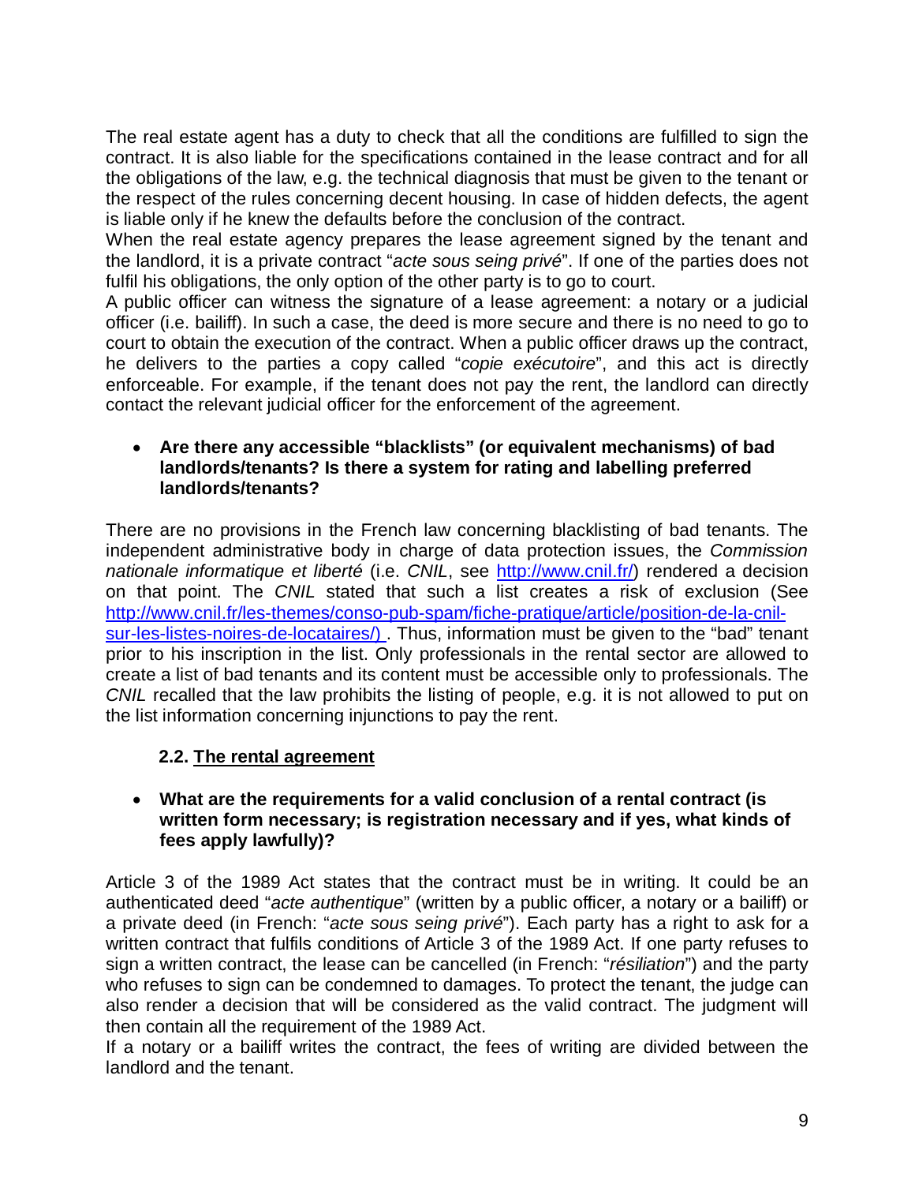The real estate agent has a duty to check that all the conditions are fulfilled to sign the contract. It is also liable for the specifications contained in the lease contract and for all the obligations of the law, e.g. the technical diagnosis that must be given to the tenant or the respect of the rules concerning decent housing. In case of hidden defects, the agent is liable only if he knew the defaults before the conclusion of the contract.
When the real estate agency prepares the lease agreement signed by the tenant and the landlord, it is a private contract "*acte sous seing privé*". If one of the parties does not fulfil his obligations, the only option of the other party is to go to court.
A public officer can witness the signature of a lease agreement: a notary or a judicial officer (i.e. bailiff). In such a case, the deed is more secure and there is no need to go to court to obtain the execution of the contract. When a public officer draws up the contract, he delivers to the parties a copy called "*copie exécutoire*", and this act is directly enforceable. For example, if the tenant does not pay the rent, the landlord can directly contact the relevant judicial officer for the enforcement of the agreement.

- **Are there any accessible "blacklists" (or equivalent mechanisms) of bad landlords/tenants? Is there a system for rating and labelling preferred landlords/tenants?**

There are no provisions in the French law concerning blacklisting of bad tenants. The independent administrative body in charge of data protection issues, the *Commission nationale informatique et liberté* (i.e. *CNIL*, see http://www.cnil.fr/) rendered a decision on that point. The *CNIL* stated that such a list creates a risk of exclusion (See http://www.cnil.fr/les-themes/conso-pub-spam/fiche-pratique/article/position-de-la-cnil-sur-les-listes-noires-de-locataires/) . Thus, information must be given to the "bad" tenant prior to his inscription in the list. Only professionals in the rental sector are allowed to create a list of bad tenants and its content must be accessible only to professionals. The *CNIL* recalled that the law prohibits the listing of people, e.g. it is not allowed to put on the list information concerning injunctions to pay the rent.

### 2.2. The rental agreement

- **What are the requirements for a valid conclusion of a rental contract (is written form necessary; is registration necessary and if yes, what kinds of fees apply lawfully)?**

Article 3 of the 1989 Act states that the contract must be in writing. It could be an authenticated deed "*acte authentique*" (written by a public officer, a notary or a bailiff) or a private deed (in French: "*acte sous seing privé*"). Each party has a right to ask for a written contract that fulfils conditions of Article 3 of the 1989 Act. If one party refuses to sign a written contract, the lease can be cancelled (in French: "*résiliation*") and the party who refuses to sign can be condemned to damages. To protect the tenant, the judge can also render a decision that will be considered as the valid contract. The judgment will then contain all the requirement of the 1989 Act.
If a notary or a bailiff writes the contract, the fees of writing are divided between the landlord and the tenant.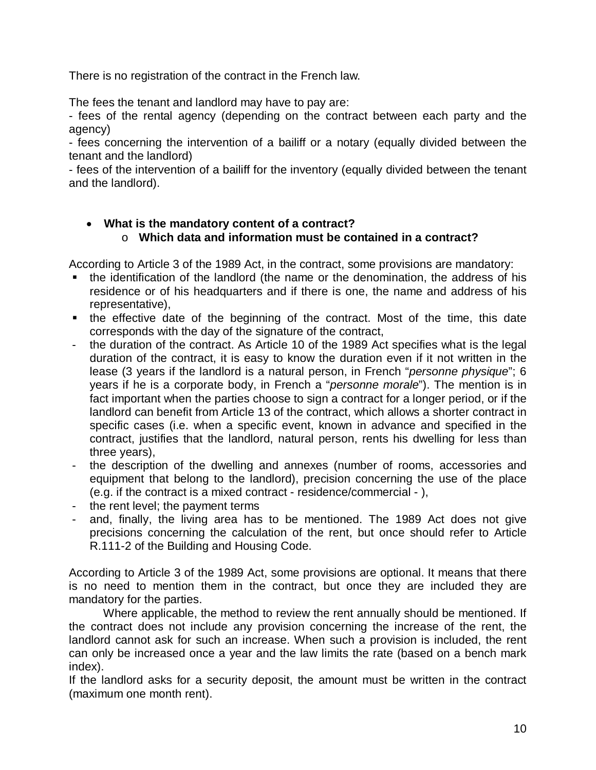There is no registration of the contract in the French law.

The fees the tenant and landlord may have to pay are:
- fees of the rental agency (depending on the contract between each party and the agency)
- fees concerning the intervention of a bailiff or a notary (equally divided between the tenant and the landlord)
- fees of the intervention of a bailiff for the inventory (equally divided between the tenant and the landlord).

- **What is the mandatory content of a contract?**
    - **Which data and information must be contained in a contract?**

According to Article 3 of the 1989 Act, in the contract, some provisions are mandatory:

- the identification of the landlord (the name or the denomination, the address of his residence or of his headquarters and if there is one, the name and address of his representative),
- the effective date of the beginning of the contract. Most of the time, this date corresponds with the day of the signature of the contract,
- the duration of the contract. As Article 10 of the 1989 Act specifies what is the legal duration of the contract, it is easy to know the duration even if it not written in the lease (3 years if the landlord is a natural person, in French "*personne physique*"; 6 years if he is a corporate body, in French a "*personne morale*"). The mention is in fact important when the parties choose to sign a contract for a longer period, or if the landlord can benefit from Article 13 of the contract, which allows a shorter contract in specific cases (i.e. when a specific event, known in advance and specified in the contract, justifies that the landlord, natural person, rents his dwelling for less than three years),
- the description of the dwelling and annexes (number of rooms, accessories and equipment that belong to the landlord), precision concerning the use of the place (e.g. if the contract is a mixed contract - residence/commercial - ),
- the rent level; the payment terms
- and, finally, the living area has to be mentioned. The 1989 Act does not give precisions concerning the calculation of the rent, but once should refer to Article R.111-2 of the Building and Housing Code.

According to Article 3 of the 1989 Act, some provisions are optional. It means that there is no need to mention them in the contract, but once they are included they are mandatory for the parties.

Where applicable, the method to review the rent annually should be mentioned. If the contract does not include any provision concerning the increase of the rent, the landlord cannot ask for such an increase. When such a provision is included, the rent can only be increased once a year and the law limits the rate (based on a bench mark index).

If the landlord asks for a security deposit, the amount must be written in the contract (maximum one month rent).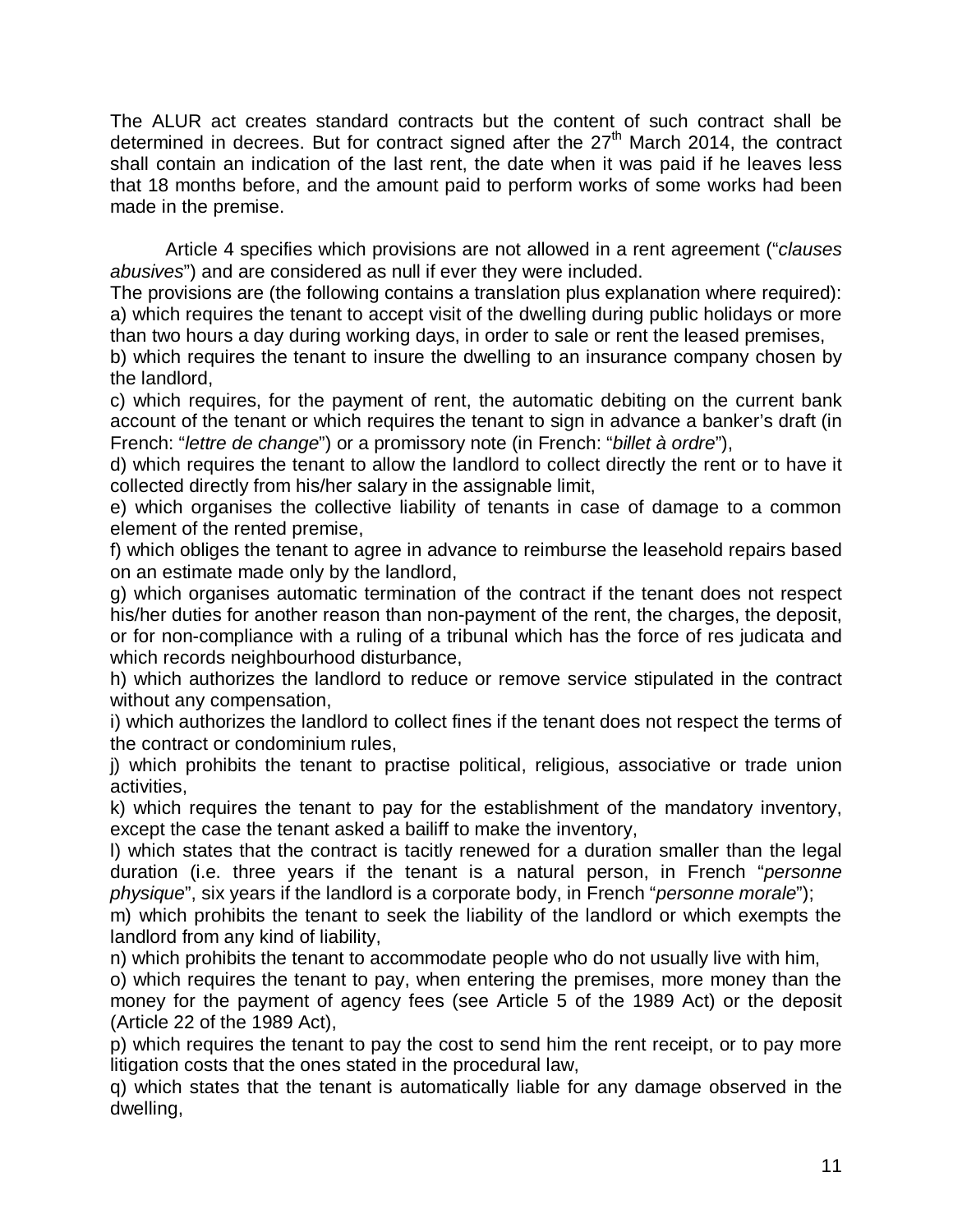The ALUR act creates standard contracts but the content of such contract shall be determined in decrees. But for contract signed after the 27th March 2014, the contract shall contain an indication of the last rent, the date when it was paid if he leaves less that 18 months before, and the amount paid to perform works of some works had been made in the premise.

Article 4 specifies which provisions are not allowed in a rent agreement ("*clauses abusives*") and are considered as null if ever they were included.

The provisions are (the following contains a translation plus explanation where required):

a) which requires the tenant to accept visit of the dwelling during public holidays or more than two hours a day during working days, in order to sale or rent the leased premises,

b) which requires the tenant to insure the dwelling to an insurance company chosen by the landlord,

c) which requires, for the payment of rent, the automatic debiting on the current bank account of the tenant or which requires the tenant to sign in advance a banker's draft (in French: "*lettre de change*") or a promissory note (in French: "*billet à ordre*"),

d) which requires the tenant to allow the landlord to collect directly the rent or to have it collected directly from his/her salary in the assignable limit,

e) which organises the collective liability of tenants in case of damage to a common element of the rented premise,

f) which obliges the tenant to agree in advance to reimburse the leasehold repairs based on an estimate made only by the landlord,

g) which organises automatic termination of the contract if the tenant does not respect his/her duties for another reason than non-payment of the rent, the charges, the deposit, or for non-compliance with a ruling of a tribunal which has the force of res judicata and which records neighbourhood disturbance,

h) which authorizes the landlord to reduce or remove service stipulated in the contract without any compensation,

i) which authorizes the landlord to collect fines if the tenant does not respect the terms of the contract or condominium rules,

j) which prohibits the tenant to practise political, religious, associative or trade union activities,

k) which requires the tenant to pay for the establishment of the mandatory inventory, except the case the tenant asked a bailiff to make the inventory,

l) which states that the contract is tacitly renewed for a duration smaller than the legal duration (i.e. three years if the tenant is a natural person, in French "*personne physique*", six years if the landlord is a corporate body, in French "*personne morale*");

m) which prohibits the tenant to seek the liability of the landlord or which exempts the landlord from any kind of liability,

n) which prohibits the tenant to accommodate people who do not usually live with him,

o) which requires the tenant to pay, when entering the premises, more money than the money for the payment of agency fees (see Article 5 of the 1989 Act) or the deposit (Article 22 of the 1989 Act),

p) which requires the tenant to pay the cost to send him the rent receipt, or to pay more litigation costs that the ones stated in the procedural law,

q) which states that the tenant is automatically liable for any damage observed in the dwelling,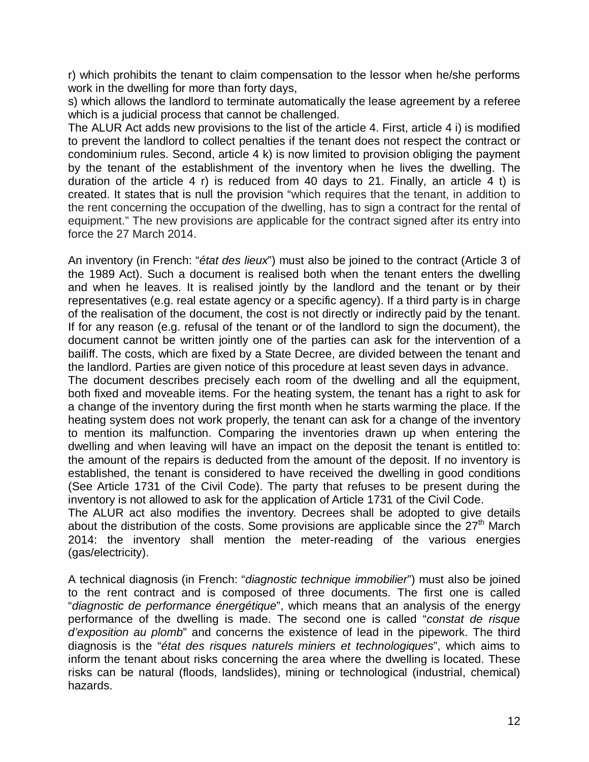r) which prohibits the tenant to claim compensation to the lessor when he/she performs work in the dwelling for more than forty days,

s) which allows the landlord to terminate automatically the lease agreement by a referee which is a judicial process that cannot be challenged.

The ALUR Act adds new provisions to the list of the article 4. First, article 4 i) is modified to prevent the landlord to collect penalties if the tenant does not respect the contract or condominium rules. Second, article 4 k) is now limited to provision obliging the payment by the tenant of the establishment of the inventory when he lives the dwelling. The duration of the article 4 r) is reduced from 40 days to 21. Finally, an article 4 t) is created. It states that is null the provision "which requires that the tenant, in addition to the rent concerning the occupation of the dwelling, has to sign a contract for the rental of equipment." The new provisions are applicable for the contract signed after its entry into force the 27 March 2014.

An inventory (in French: "*état des lieux*") must also be joined to the contract (Article 3 of the 1989 Act). Such a document is realised both when the tenant enters the dwelling and when he leaves. It is realised jointly by the landlord and the tenant or by their representatives (e.g. real estate agency or a specific agency). If a third party is in charge of the realisation of the document, the cost is not directly or indirectly paid by the tenant. If for any reason (e.g. refusal of the tenant or of the landlord to sign the document), the document cannot be written jointly one of the parties can ask for the intervention of a bailiff. The costs, which are fixed by a State Decree, are divided between the tenant and the landlord. Parties are given notice of this procedure at least seven days in advance.

The document describes precisely each room of the dwelling and all the equipment, both fixed and moveable items. For the heating system, the tenant has a right to ask for a change of the inventory during the first month when he starts warming the place. If the heating system does not work properly, the tenant can ask for a change of the inventory to mention its malfunction. Comparing the inventories drawn up when entering the dwelling and when leaving will have an impact on the deposit the tenant is entitled to: the amount of the repairs is deducted from the amount of the deposit. If no inventory is established, the tenant is considered to have received the dwelling in good conditions (See Article 1731 of the Civil Code). The party that refuses to be present during the inventory is not allowed to ask for the application of Article 1731 of the Civil Code.

The ALUR act also modifies the inventory. Decrees shall be adopted to give details about the distribution of the costs. Some provisions are applicable since the 27th March 2014: the inventory shall mention the meter-reading of the various energies (gas/electricity).

A technical diagnosis (in French: "*diagnostic technique immobilier*") must also be joined to the rent contract and is composed of three documents. The first one is called "*diagnostic de performance énergétique*", which means that an analysis of the energy performance of the dwelling is made. The second one is called "*constat de risque d'exposition au plomb*" and concerns the existence of lead in the pipework. The third diagnosis is the "*état des risques naturels miniers et technologiques*", which aims to inform the tenant about risks concerning the area where the dwelling is located. These risks can be natural (floods, landslides), mining or technological (industrial, chemical) hazards.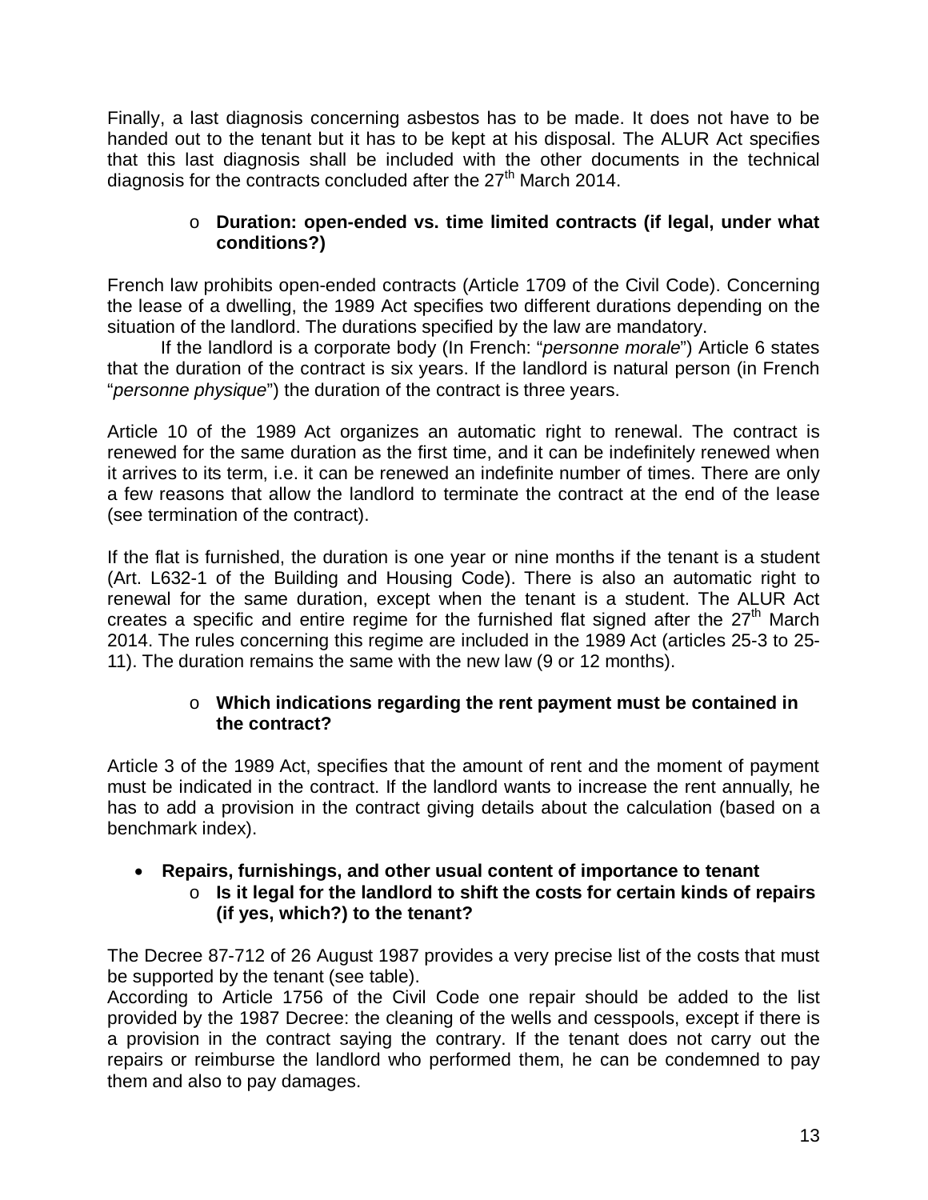Finally, a last diagnosis concerning asbestos has to be made. It does not have to be handed out to the tenant but it has to be kept at his disposal. The ALUR Act specifies that this last diagnosis shall be included with the other documents in the technical diagnosis for the contracts concluded after the 27th March 2014.

- **Duration: open-ended vs. time limited contracts (if legal, under what conditions?)**

French law prohibits open-ended contracts (Article 1709 of the Civil Code). Concerning the lease of a dwelling, the 1989 Act specifies two different durations depending on the situation of the landlord. The durations specified by the law are mandatory.

If the landlord is a corporate body (In French: "*personne morale*") Article 6 states that the duration of the contract is six years. If the landlord is natural person (in French "*personne physique*") the duration of the contract is three years.

Article 10 of the 1989 Act organizes an automatic right to renewal. The contract is renewed for the same duration as the first time, and it can be indefinitely renewed when it arrives to its term, i.e. it can be renewed an indefinite number of times. There are only a few reasons that allow the landlord to terminate the contract at the end of the lease (see termination of the contract).

If the flat is furnished, the duration is one year or nine months if the tenant is a student (Art. L632-1 of the Building and Housing Code). There is also an automatic right to renewal for the same duration, except when the tenant is a student. The ALUR Act creates a specific and entire regime for the furnished flat signed after the 27th March 2014. The rules concerning this regime are included in the 1989 Act (articles 25-3 to 25-11). The duration remains the same with the new law (9 or 12 months).

- **Which indications regarding the rent payment must be contained in the contract?**

Article 3 of the 1989 Act, specifies that the amount of rent and the moment of payment must be indicated in the contract. If the landlord wants to increase the rent annually, he has to add a provision in the contract giving details about the calculation (based on a benchmark index).

- **Repairs, furnishings, and other usual content of importance to tenant**
  - **Is it legal for the landlord to shift the costs for certain kinds of repairs (if yes, which?) to the tenant?**

The Decree 87-712 of 26 August 1987 provides a very precise list of the costs that must be supported by the tenant (see table).

According to Article 1756 of the Civil Code one repair should be added to the list provided by the 1987 Decree: the cleaning of the wells and cesspools, except if there is a provision in the contract saying the contrary. If the tenant does not carry out the repairs or reimburse the landlord who performed them, he can be condemned to pay them and also to pay damages.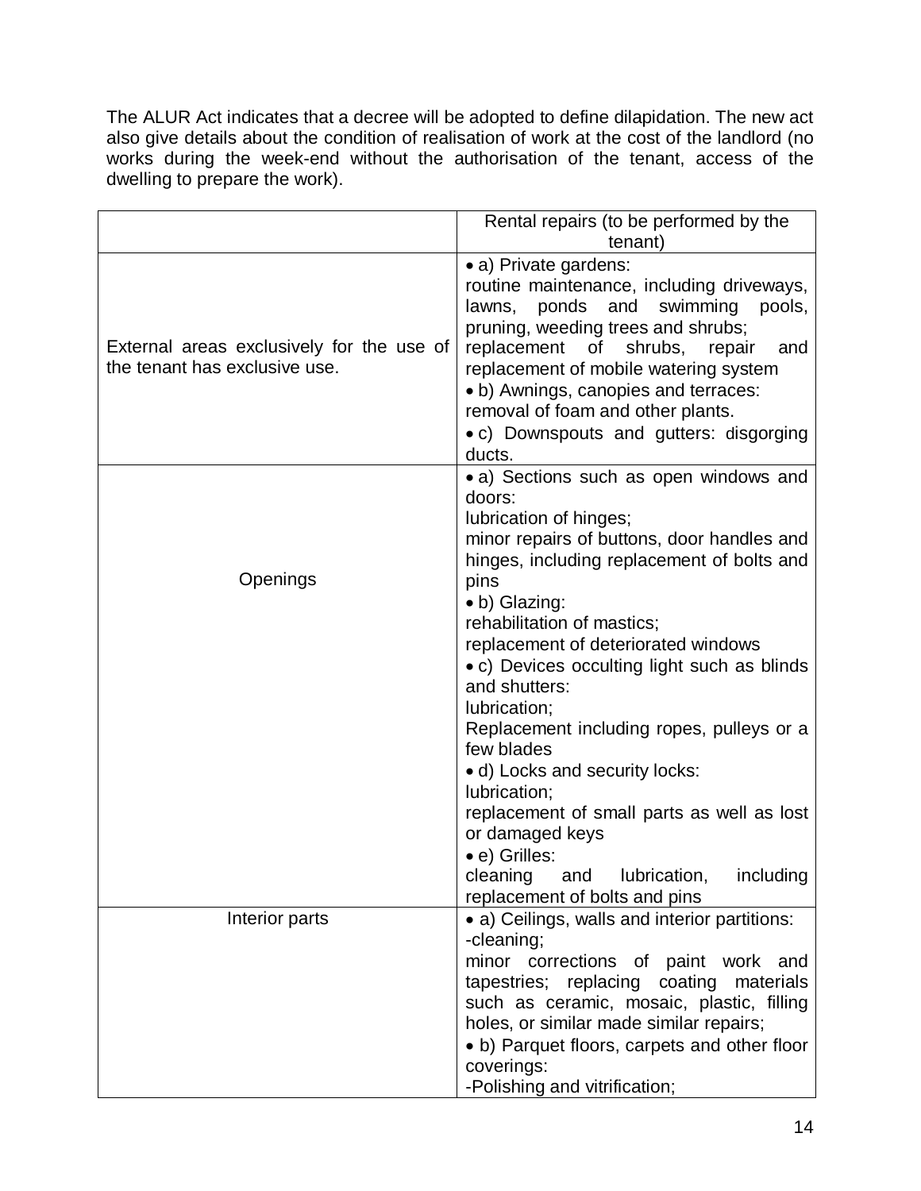The ALUR Act indicates that a decree will be adopted to define dilapidation. The new act also give details about the condition of realisation of work at the cost of the landlord (no works during the week-end without the authorisation of the tenant, access of the dwelling to prepare the work).

| | Rental repairs (to be performed by the tenant) |
|---|---|
| External areas exclusively for the use of the tenant has exclusive use. | • a) Private gardens:<br>routine maintenance, including driveways, lawns, ponds and swimming pools, pruning, weeding trees and shrubs;<br>replacement of shrubs, repair and replacement of mobile watering system<br>• b) Awnings, canopies and terraces:<br>removal of foam and other plants.<br>• c) Downspouts and gutters: disgorging ducts. |
| Openings | • a) Sections such as open windows and doors:<br>lubrication of hinges;<br>minor repairs of buttons, door handles and hinges, including replacement of bolts and pins<br>• b) Glazing:<br>rehabilitation of mastics;<br>replacement of deteriorated windows<br>• c) Devices occulting light such as blinds and shutters:<br>lubrication;<br>Replacement including ropes, pulleys or a few blades<br>• d) Locks and security locks:<br>lubrication;<br>replacement of small parts as well as lost or damaged keys<br>• e) Grilles:<br>cleaning and lubrication, including replacement of bolts and pins |
| Interior parts | • a) Ceilings, walls and interior partitions:<br>-cleaning;<br>minor corrections of paint work and tapestries; replacing coating materials such as ceramic, mosaic, plastic, filling holes, or similar made similar repairs;<br>• b) Parquet floors, carpets and other floor coverings:<br>-Polishing and vitrification; |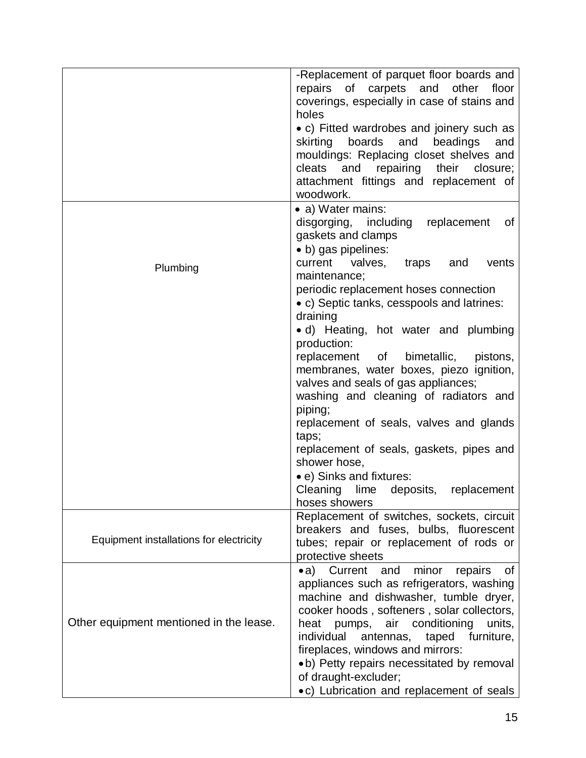| | |
|---|---|
| | -Replacement of parquet floor boards and repairs of carpets and other floor coverings, especially in case of stains and holes<br>• c) Fitted wardrobes and joinery such as skirting boards and beadings and mouldings: Replacing closet shelves and cleats and repairing their closure; attachment fittings and replacement of woodwork. |
| Plumbing | • a) Water mains:<br>disgorging, including replacement of gaskets and clamps<br>• b) gas pipelines:<br>current valves, traps and vents maintenance;<br>periodic replacement hoses connection<br>• c) Septic tanks, cesspools and latrines:<br>draining<br>• d) Heating, hot water and plumbing production:<br>replacement of bimetallic, pistons, membranes, water boxes, piezo ignition, valves and seals of gas appliances;<br>washing and cleaning of radiators and piping;<br>replacement of seals, valves and glands taps;<br>replacement of seals, gaskets, pipes and shower hose,<br>• e) Sinks and fixtures:<br>Cleaning lime deposits, replacement hoses showers |
| Equipment installations for electricity | Replacement of switches, sockets, circuit breakers and fuses, bulbs, fluorescent tubes; repair or replacement of rods or protective sheets |
| Other equipment mentioned in the lease. | • a) Current and minor repairs of appliances such as refrigerators, washing machine and dishwasher, tumble dryer, cooker hoods , softeners , solar collectors, heat pumps, air conditioning units, individual antennas, taped furniture, fireplaces, windows and mirrors:<br>• b) Petty repairs necessitated by removal of draught-excluder;<br>• c) Lubrication and replacement of seals |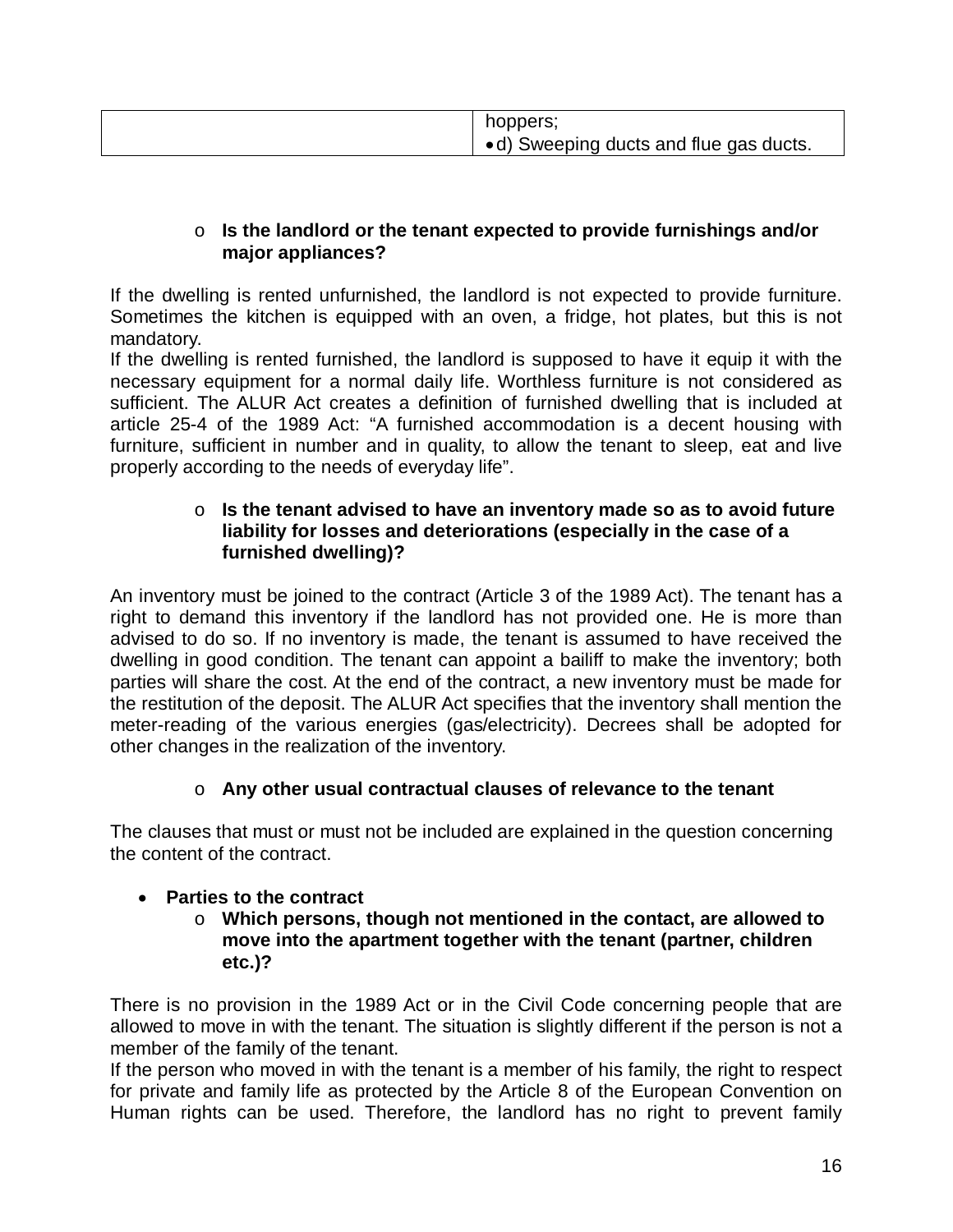| | hoppers;<br>• d) Sweeping ducts and flue gas ducts. |
|---|---|

- **Is the landlord or the tenant expected to provide furnishings and/or major appliances?**

If the dwelling is rented unfurnished, the landlord is not expected to provide furniture. Sometimes the kitchen is equipped with an oven, a fridge, hot plates, but this is not mandatory.
If the dwelling is rented furnished, the landlord is supposed to have it equip it with the necessary equipment for a normal daily life. Worthless furniture is not considered as sufficient. The ALUR Act creates a definition of furnished dwelling that is included at article 25-4 of the 1989 Act: "A furnished accommodation is a decent housing with furniture, sufficient in number and in quality, to allow the tenant to sleep, eat and live properly according to the needs of everyday life".

- **Is the tenant advised to have an inventory made so as to avoid future liability for losses and deteriorations (especially in the case of a furnished dwelling)?**

An inventory must be joined to the contract (Article 3 of the 1989 Act). The tenant has a right to demand this inventory if the landlord has not provided one. He is more than advised to do so. If no inventory is made, the tenant is assumed to have received the dwelling in good condition. The tenant can appoint a bailiff to make the inventory; both parties will share the cost. At the end of the contract, a new inventory must be made for the restitution of the deposit. The ALUR Act specifies that the inventory shall mention the meter-reading of the various energies (gas/electricity). Decrees shall be adopted for other changes in the realization of the inventory.

- **Any other usual contractual clauses of relevance to the tenant**

The clauses that must or must not be included are explained in the question concerning the content of the contract.

- **Parties to the contract**
  - **Which persons, though not mentioned in the contact, are allowed to move into the apartment together with the tenant (partner, children etc.)?**

There is no provision in the 1989 Act or in the Civil Code concerning people that are allowed to move in with the tenant. The situation is slightly different if the person is not a member of the family of the tenant.
If the person who moved in with the tenant is a member of his family, the right to respect for private and family life as protected by the Article 8 of the European Convention on Human rights can be used. Therefore, the landlord has no right to prevent family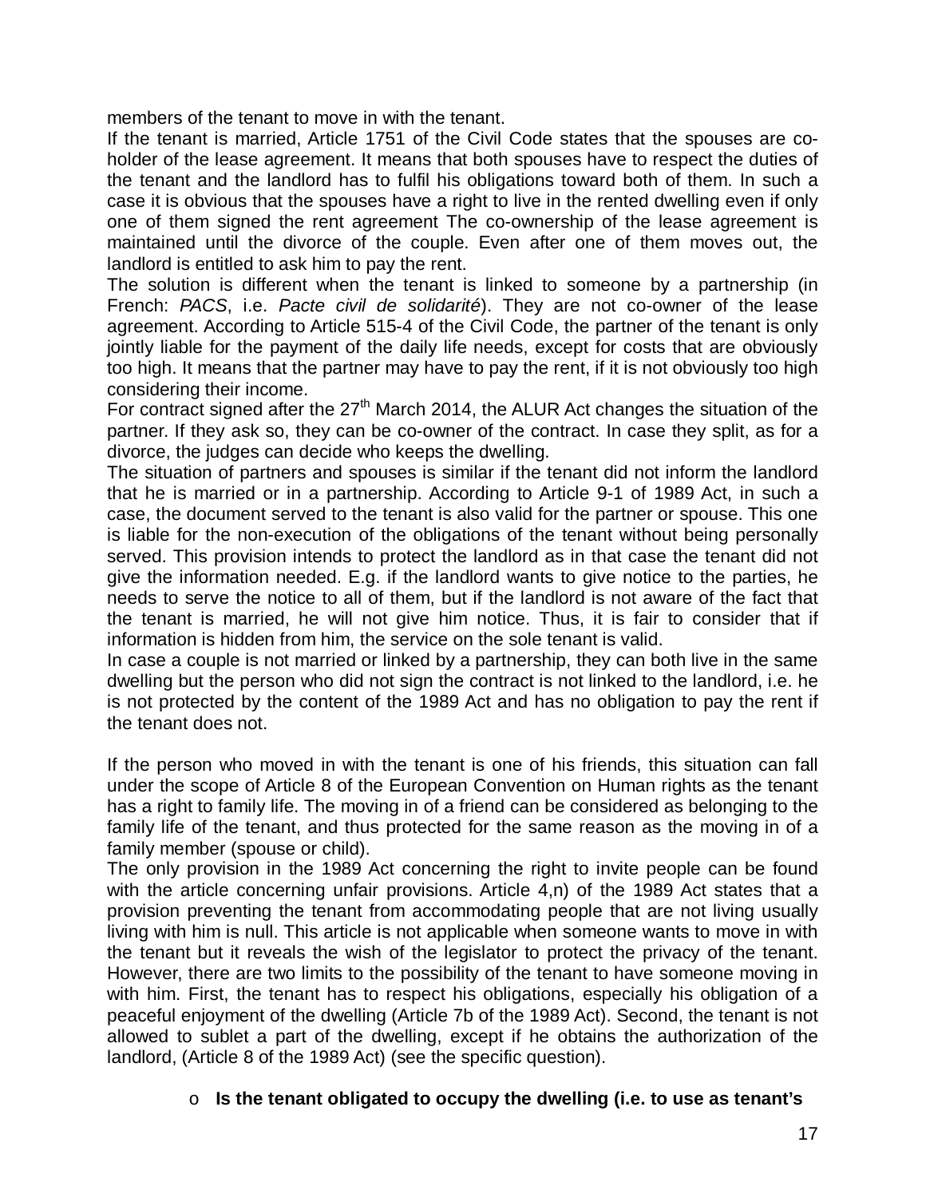members of the tenant to move in with the tenant.

If the tenant is married, Article 1751 of the Civil Code states that the spouses are co-holder of the lease agreement. It means that both spouses have to respect the duties of the tenant and the landlord has to fulfil his obligations toward both of them. In such a case it is obvious that the spouses have a right to live in the rented dwelling even if only one of them signed the rent agreement The co-ownership of the lease agreement is maintained until the divorce of the couple. Even after one of them moves out, the landlord is entitled to ask him to pay the rent.

The solution is different when the tenant is linked to someone by a partnership (in French: *PACS*, i.e. *Pacte civil de solidarité*). They are not co-owner of the lease agreement. According to Article 515-4 of the Civil Code, the partner of the tenant is only jointly liable for the payment of the daily life needs, except for costs that are obviously too high. It means that the partner may have to pay the rent, if it is not obviously too high considering their income.

For contract signed after the 27[th] March 2014, the ALUR Act changes the situation of the partner. If they ask so, they can be co-owner of the contract. In case they split, as for a divorce, the judges can decide who keeps the dwelling.

The situation of partners and spouses is similar if the tenant did not inform the landlord that he is married or in a partnership. According to Article 9-1 of 1989 Act, in such a case, the document served to the tenant is also valid for the partner or spouse. This one is liable for the non-execution of the obligations of the tenant without being personally served. This provision intends to protect the landlord as in that case the tenant did not give the information needed. E.g. if the landlord wants to give notice to the parties, he needs to serve the notice to all of them, but if the landlord is not aware of the fact that the tenant is married, he will not give him notice. Thus, it is fair to consider that if information is hidden from him, the service on the sole tenant is valid.

In case a couple is not married or linked by a partnership, they can both live in the same dwelling but the person who did not sign the contract is not linked to the landlord, i.e. he is not protected by the content of the 1989 Act and has no obligation to pay the rent if the tenant does not.

If the person who moved in with the tenant is one of his friends, this situation can fall under the scope of Article 8 of the European Convention on Human rights as the tenant has a right to family life. The moving in of a friend can be considered as belonging to the family life of the tenant, and thus protected for the same reason as the moving in of a family member (spouse or child).

The only provision in the 1989 Act concerning the right to invite people can be found with the article concerning unfair provisions. Article 4,n) of the 1989 Act states that a provision preventing the tenant from accommodating people that are not living usually living with him is null. This article is not applicable when someone wants to move in with the tenant but it reveals the wish of the legislator to protect the privacy of the tenant. However, there are two limits to the possibility of the tenant to have someone moving in with him. First, the tenant has to respect his obligations, especially his obligation of a peaceful enjoyment of the dwelling (Article 7b of the 1989 Act). Second, the tenant is not allowed to sublet a part of the dwelling, except if he obtains the authorization of the landlord, (Article 8 of the 1989 Act) (see the specific question).

- **Is the tenant obligated to occupy the dwelling (i.e. to use as tenant's**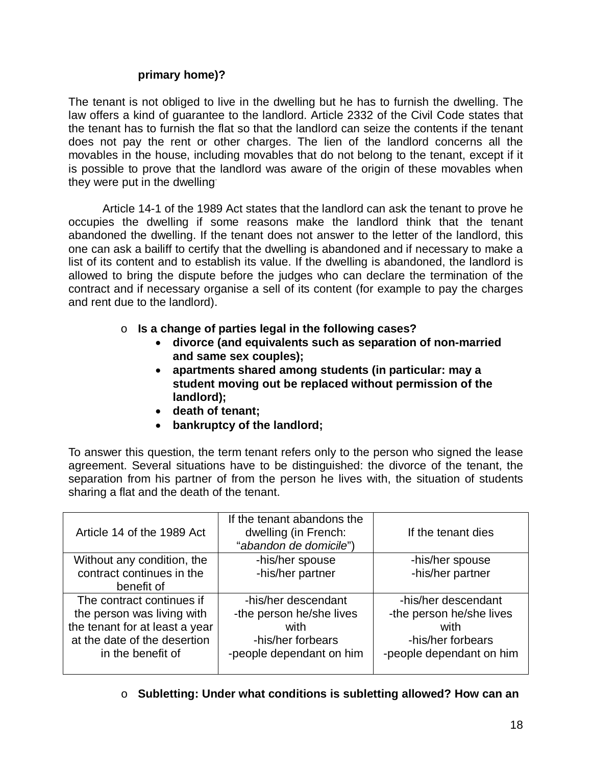**primary home)?**

The tenant is not obliged to live in the dwelling but he has to furnish the dwelling. The law offers a kind of guarantee to the landlord. Article 2332 of the Civil Code states that the tenant has to furnish the flat so that the landlord can seize the contents if the tenant does not pay the rent or other charges. The lien of the landlord concerns all the movables in the house, including movables that do not belong to the tenant, except if it is possible to prove that the landlord was aware of the origin of these movables when they were put in the dwelling.

Article 14-1 of the 1989 Act states that the landlord can ask the tenant to prove he occupies the dwelling if some reasons make the landlord think that the tenant abandoned the dwelling. If the tenant does not answer to the letter of the landlord, this one can ask a bailiff to certify that the dwelling is abandoned and if necessary to make a list of its content and to establish its value. If the dwelling is abandoned, the landlord is allowed to bring the dispute before the judges who can declare the termination of the contract and if necessary organise a sell of its content (for example to pay the charges and rent due to the landlord).

- **Is a change of parties legal in the following cases?**
  - **divorce (and equivalents such as separation of non-married and same sex couples);**
  - **apartments shared among students (in particular: may a student moving out be replaced without permission of the landlord);**
  - **death of tenant;**
  - **bankruptcy of the landlord;**

To answer this question, the term tenant refers only to the person who signed the lease agreement. Several situations have to be distinguished: the divorce of the tenant, the separation from his partner of from the person he lives with, the situation of students sharing a flat and the death of the tenant.

| Article 14 of the 1989 Act | If the tenant abandons the dwelling (in French: "*abandon de domicile*") | If the tenant dies |
|---|---|---|
| Without any condition, the contract continues in the benefit of | -his/her spouse<br>-his/her partner | -his/her spouse<br>-his/her partner |
| The contract continues if the person was living with the tenant for at least a year at the date of the desertion in the benefit of | -his/her descendant<br>-the person he/she lives with<br>-his/her forbears<br>-people dependant on him | -his/her descendant<br>-the person he/she lives with<br>-his/her forbears<br>-people dependant on him |

- **Subletting: Under what conditions is subletting allowed? How can an**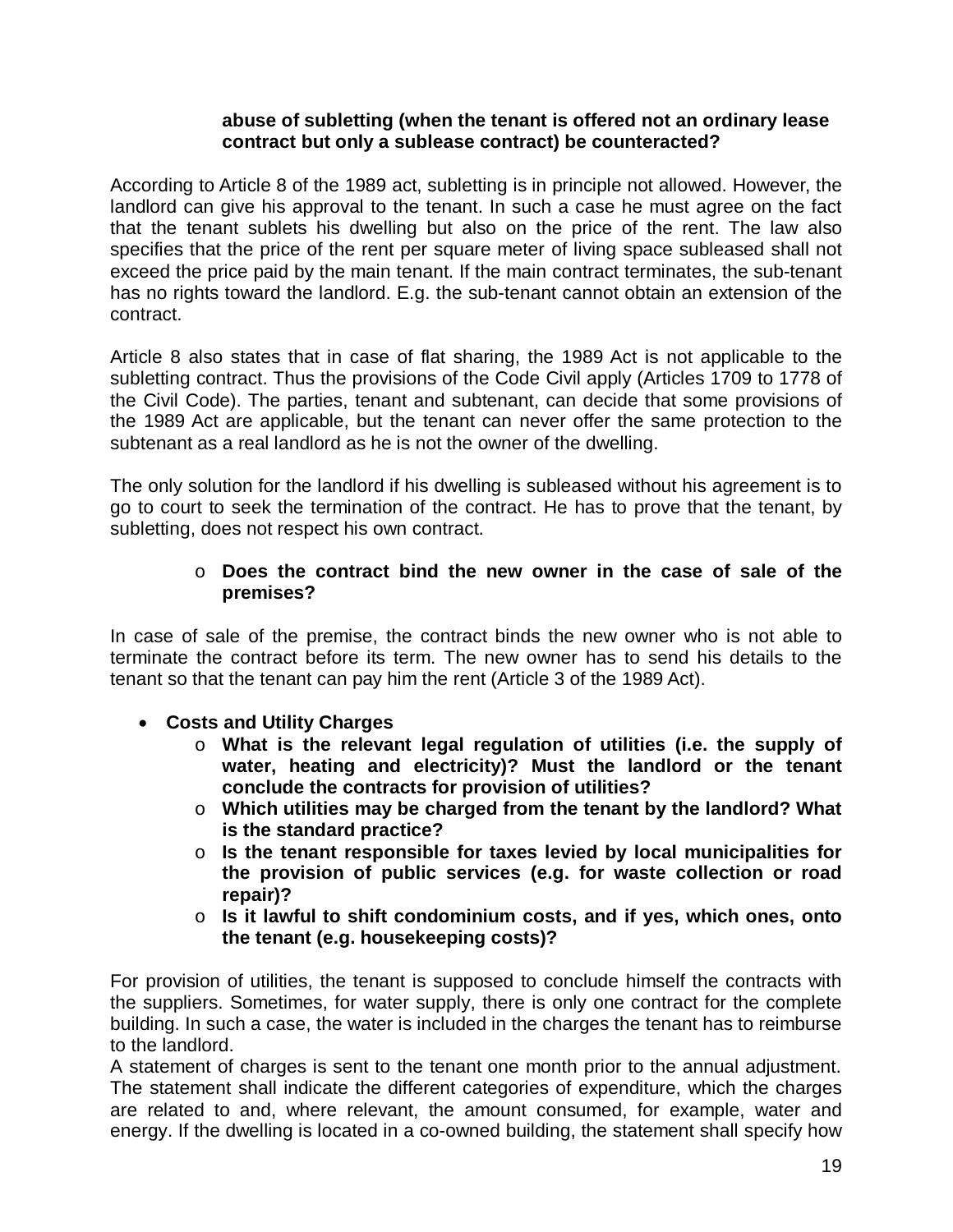**abuse of subletting (when the tenant is offered not an ordinary lease contract but only a sublease contract) be counteracted?**

According to Article 8 of the 1989 act, subletting is in principle not allowed. However, the landlord can give his approval to the tenant. In such a case he must agree on the fact that the tenant sublets his dwelling but also on the price of the rent. The law also specifies that the price of the rent per square meter of living space subleased shall not exceed the price paid by the main tenant. If the main contract terminates, the sub-tenant has no rights toward the landlord. E.g. the sub-tenant cannot obtain an extension of the contract.

Article 8 also states that in case of flat sharing, the 1989 Act is not applicable to the subletting contract. Thus the provisions of the Code Civil apply (Articles 1709 to 1778 of the Civil Code). The parties, tenant and subtenant, can decide that some provisions of the 1989 Act are applicable, but the tenant can never offer the same protection to the subtenant as a real landlord as he is not the owner of the dwelling.

The only solution for the landlord if his dwelling is subleased without his agreement is to go to court to seek the termination of the contract. He has to prove that the tenant, by subletting, does not respect his own contract.

- **Does the contract bind the new owner in the case of sale of the premises?**

In case of sale of the premise, the contract binds the new owner who is not able to terminate the contract before its term. The new owner has to send his details to the tenant so that the tenant can pay him the rent (Article 3 of the 1989 Act).

- **Costs and Utility Charges**
  - **What is the relevant legal regulation of utilities (i.e. the supply of water, heating and electricity)? Must the landlord or the tenant conclude the contracts for provision of utilities?**
  - **Which utilities may be charged from the tenant by the landlord? What is the standard practice?**
  - **Is the tenant responsible for taxes levied by local municipalities for the provision of public services (e.g. for waste collection or road repair)?**
  - **Is it lawful to shift condominium costs, and if yes, which ones, onto the tenant (e.g. housekeeping costs)?**

For provision of utilities, the tenant is supposed to conclude himself the contracts with the suppliers. Sometimes, for water supply, there is only one contract for the complete building. In such a case, the water is included in the charges the tenant has to reimburse to the landlord.
A statement of charges is sent to the tenant one month prior to the annual adjustment. The statement shall indicate the different categories of expenditure, which the charges are related to and, where relevant, the amount consumed, for example, water and energy. If the dwelling is located in a co-owned building, the statement shall specify how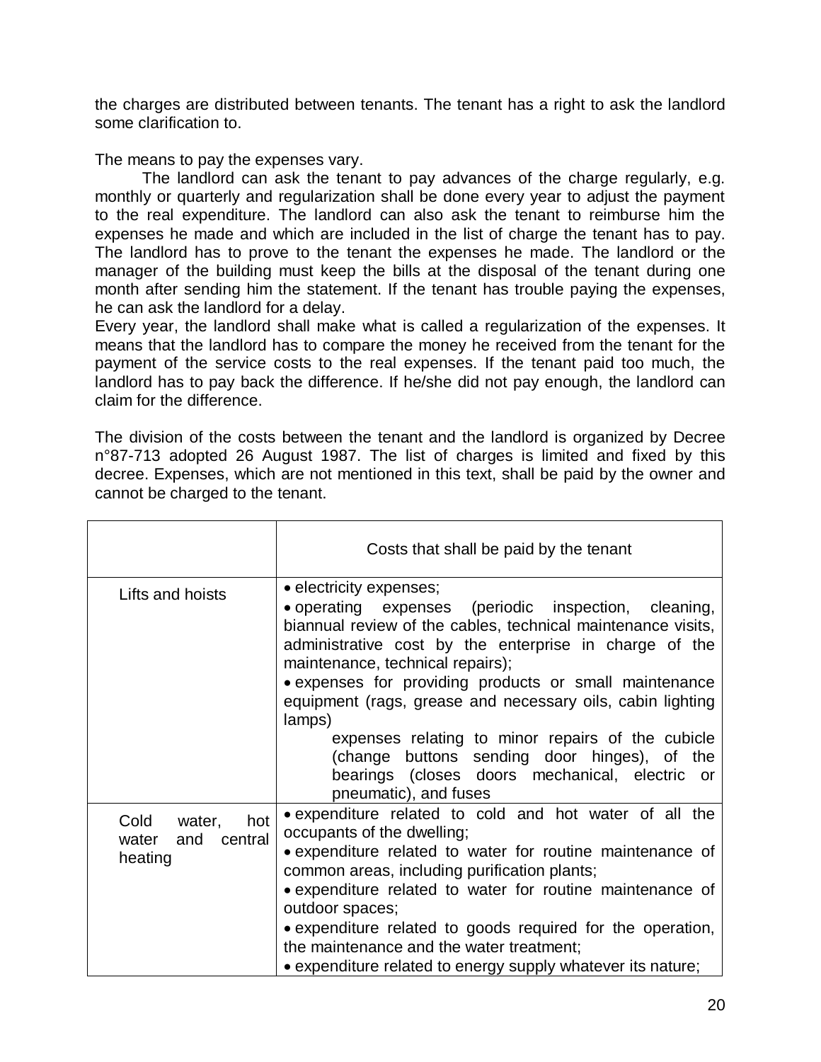the charges are distributed between tenants. The tenant has a right to ask the landlord some clarification to.

The means to pay the expenses vary.

The landlord can ask the tenant to pay advances of the charge regularly, e.g. monthly or quarterly and regularization shall be done every year to adjust the payment to the real expenditure. The landlord can also ask the tenant to reimburse him the expenses he made and which are included in the list of charge the tenant has to pay. The landlord has to prove to the tenant the expenses he made. The landlord or the manager of the building must keep the bills at the disposal of the tenant during one month after sending him the statement. If the tenant has trouble paying the expenses, he can ask the landlord for a delay.

Every year, the landlord shall make what is called a regularization of the expenses. It means that the landlord has to compare the money he received from the tenant for the payment of the service costs to the real expenses. If the tenant paid too much, the landlord has to pay back the difference. If he/she did not pay enough, the landlord can claim for the difference.

The division of the costs between the tenant and the landlord is organized by Decree n°87-713 adopted 26 August 1987. The list of charges is limited and fixed by this decree. Expenses, which are not mentioned in this text, shall be paid by the owner and cannot be charged to the tenant.

| | Costs that shall be paid by the tenant |
|---|---|
| Lifts and hoists | • electricity expenses;<br>• operating expenses (periodic inspection, cleaning, biannual review of the cables, technical maintenance visits, administrative cost by the enterprise in charge of the maintenance, technical repairs);<br>• expenses for providing products or small maintenance equipment (rags, grease and necessary oils, cabin lighting lamps)<br>expenses relating to minor repairs of the cubicle (change buttons sending door hinges), of the bearings (closes doors mechanical, electric or pneumatic), and fuses |
| Cold water, hot water and central heating | • expenditure related to cold and hot water of all the occupants of the dwelling;<br>• expenditure related to water for routine maintenance of common areas, including purification plants;<br>• expenditure related to water for routine maintenance of outdoor spaces;<br>• expenditure related to goods required for the operation, the maintenance and the water treatment;<br>• expenditure related to energy supply whatever its nature; |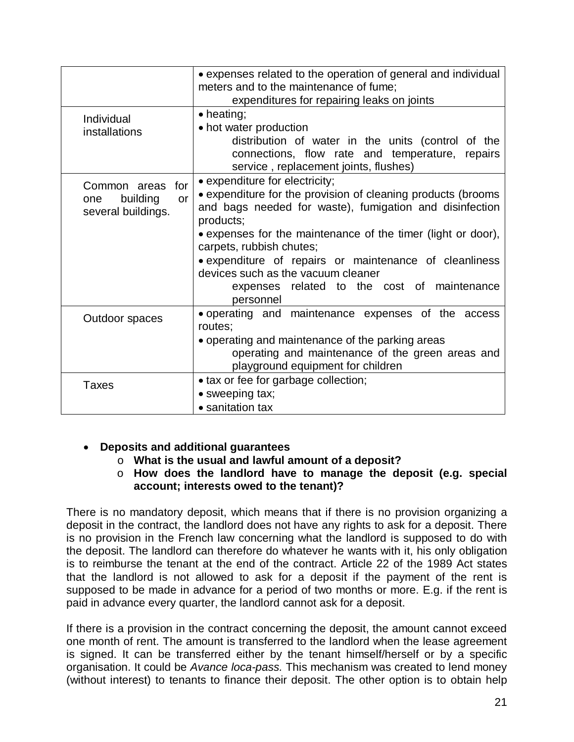| | |
|---|---|
| | • expenses related to the operation of general and individual meters and to the maintenance of fume; expenditures for repairing leaks on joints |
| Individual installations | • heating; • hot water production distribution of water in the units (control of the connections, flow rate and temperature, repairs service , replacement joints, flushes) |
| Common areas for one building or several buildings. | • expenditure for electricity; • expenditure for the provision of cleaning products (brooms and bags needed for waste), fumigation and disinfection products; • expenses for the maintenance of the timer (light or door), carpets, rubbish chutes; • expenditure of repairs or maintenance of cleanliness devices such as the vacuum cleaner expenses related to the cost of maintenance personnel |
| Outdoor spaces | • operating and maintenance expenses of the access routes; • operating and maintenance of the parking areas operating and maintenance of the green areas and playground equipment for children |
| Taxes | • tax or fee for garbage collection; • sweeping tax; • sanitation tax |

- **Deposits and additional guarantees**
  - **What is the usual and lawful amount of a deposit?**
  - **How does the landlord have to manage the deposit (e.g. special account; interests owed to the tenant)?**

There is no mandatory deposit, which means that if there is no provision organizing a deposit in the contract, the landlord does not have any rights to ask for a deposit. There is no provision in the French law concerning what the landlord is supposed to do with the deposit. The landlord can therefore do whatever he wants with it, his only obligation is to reimburse the tenant at the end of the contract. Article 22 of the 1989 Act states that the landlord is not allowed to ask for a deposit if the payment of the rent is supposed to be made in advance for a period of two months or more. E.g. if the rent is paid in advance every quarter, the landlord cannot ask for a deposit.

If there is a provision in the contract concerning the deposit, the amount cannot exceed one month of rent. The amount is transferred to the landlord when the lease agreement is signed. It can be transferred either by the tenant himself/herself or by a specific organisation. It could be *Avance loca-pass.* This mechanism was created to lend money (without interest) to tenants to finance their deposit. The other option is to obtain help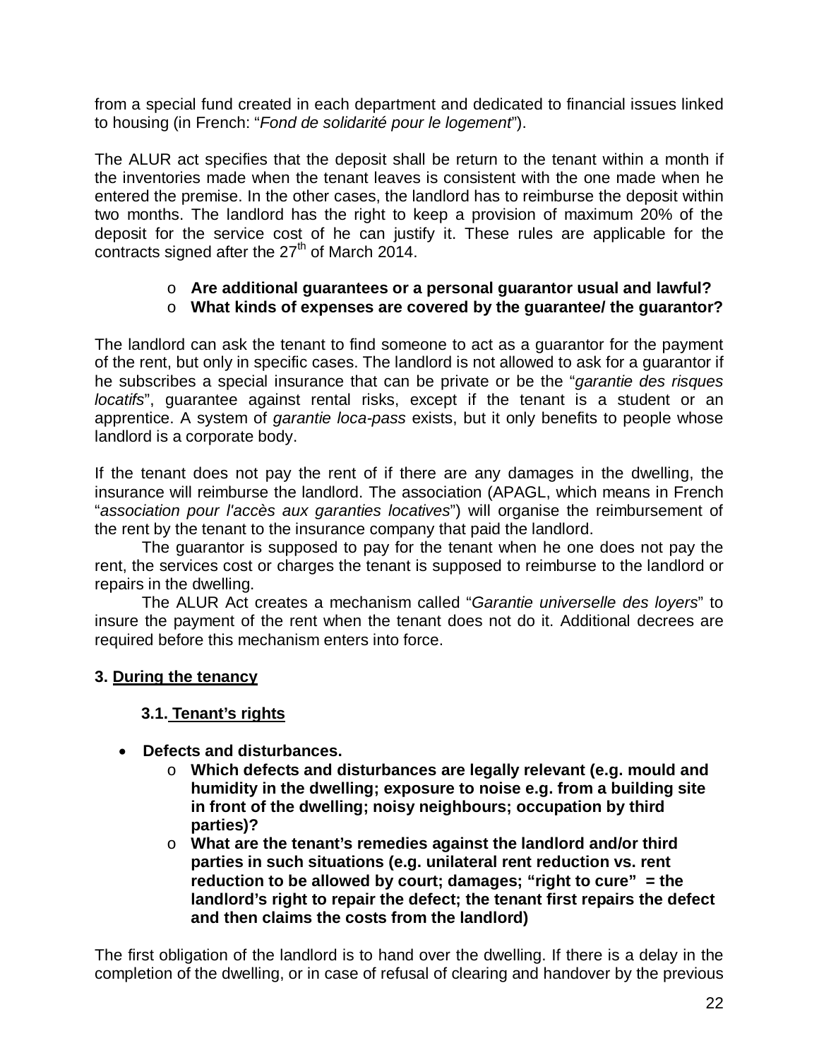from a special fund created in each department and dedicated to financial issues linked to housing (in French: "*Fond de solidarité pour le logement*").

The ALUR act specifies that the deposit shall be return to the tenant within a month if the inventories made when the tenant leaves is consistent with the one made when he entered the premise. In the other cases, the landlord has to reimburse the deposit within two months. The landlord has the right to keep a provision of maximum 20% of the deposit for the service cost of he can justify it. These rules are applicable for the contracts signed after the 27th of March 2014.

- **Are additional guarantees or a personal guarantor usual and lawful?**
- **What kinds of expenses are covered by the guarantee/ the guarantor?**

The landlord can ask the tenant to find someone to act as a guarantor for the payment of the rent, but only in specific cases. The landlord is not allowed to ask for a guarantor if he subscribes a special insurance that can be private or be the "*garantie des risques locatifs*", guarantee against rental risks, except if the tenant is a student or an apprentice. A system of *garantie loca-pass* exists, but it only benefits to people whose landlord is a corporate body.

If the tenant does not pay the rent of if there are any damages in the dwelling, the insurance will reimburse the landlord. The association (APAGL, which means in French "*association pour l'accès aux garanties locatives*") will organise the reimbursement of the rent by the tenant to the insurance company that paid the landlord.

The guarantor is supposed to pay for the tenant when he one does not pay the rent, the services cost or charges the tenant is supposed to reimburse to the landlord or repairs in the dwelling.

The ALUR Act creates a mechanism called "*Garantie universelle des loyers*" to insure the payment of the rent when the tenant does not do it. Additional decrees are required before this mechanism enters into force.

## 3. During the tenancy

### 3.1. Tenant's rights

- **Defects and disturbances.**
  - **Which defects and disturbances are legally relevant (e.g. mould and humidity in the dwelling; exposure to noise e.g. from a building site in front of the dwelling; noisy neighbours; occupation by third parties)?**
  - **What are the tenant's remedies against the landlord and/or third parties in such situations (e.g. unilateral rent reduction vs. rent reduction to be allowed by court; damages; "right to cure" = the landlord's right to repair the defect; the tenant first repairs the defect and then claims the costs from the landlord)**

The first obligation of the landlord is to hand over the dwelling. If there is a delay in the completion of the dwelling, or in case of refusal of clearing and handover by the previous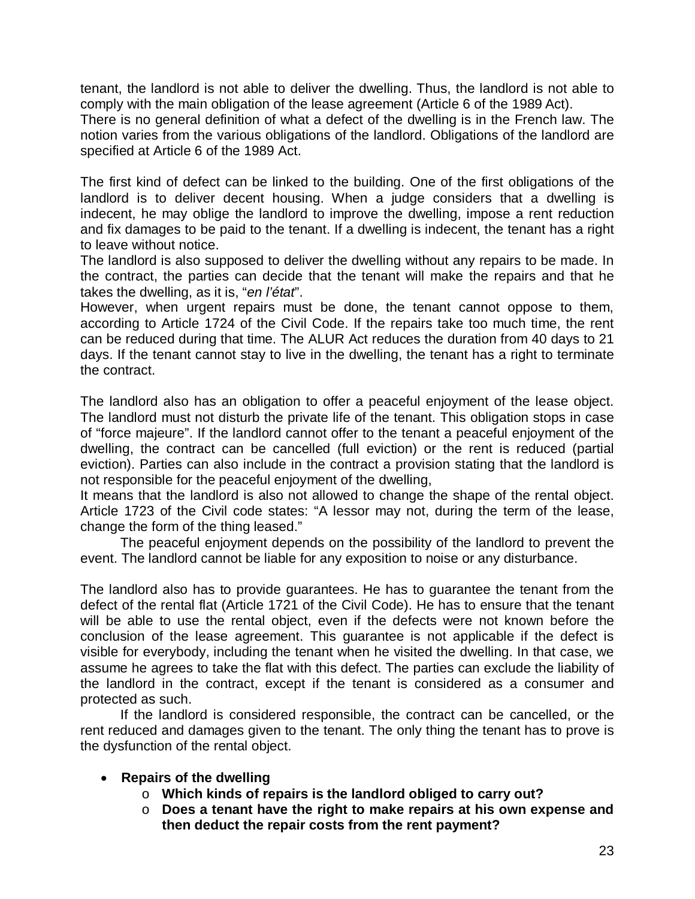tenant, the landlord is not able to deliver the dwelling. Thus, the landlord is not able to comply with the main obligation of the lease agreement (Article 6 of the 1989 Act).
There is no general definition of what a defect of the dwelling is in the French law. The notion varies from the various obligations of the landlord. Obligations of the landlord are specified at Article 6 of the 1989 Act.

The first kind of defect can be linked to the building. One of the first obligations of the landlord is to deliver decent housing. When a judge considers that a dwelling is indecent, he may oblige the landlord to improve the dwelling, impose a rent reduction and fix damages to be paid to the tenant. If a dwelling is indecent, the tenant has a right to leave without notice.
The landlord is also supposed to deliver the dwelling without any repairs to be made. In the contract, the parties can decide that the tenant will make the repairs and that he takes the dwelling, as it is, "*en l'état*".
However, when urgent repairs must be done, the tenant cannot oppose to them, according to Article 1724 of the Civil Code. If the repairs take too much time, the rent can be reduced during that time. The ALUR Act reduces the duration from 40 days to 21 days. If the tenant cannot stay to live in the dwelling, the tenant has a right to terminate the contract.

The landlord also has an obligation to offer a peaceful enjoyment of the lease object. The landlord must not disturb the private life of the tenant. This obligation stops in case of "force majeure". If the landlord cannot offer to the tenant a peaceful enjoyment of the dwelling, the contract can be cancelled (full eviction) or the rent is reduced (partial eviction). Parties can also include in the contract a provision stating that the landlord is not responsible for the peaceful enjoyment of the dwelling,
It means that the landlord is also not allowed to change the shape of the rental object. Article 1723 of the Civil code states: "A lessor may not, during the term of the lease, change the form of the thing leased."
The peaceful enjoyment depends on the possibility of the landlord to prevent the event. The landlord cannot be liable for any exposition to noise or any disturbance.

The landlord also has to provide guarantees. He has to guarantee the tenant from the defect of the rental flat (Article 1721 of the Civil Code). He has to ensure that the tenant will be able to use the rental object, even if the defects were not known before the conclusion of the lease agreement. This guarantee is not applicable if the defect is visible for everybody, including the tenant when he visited the dwelling. In that case, we assume he agrees to take the flat with this defect. The parties can exclude the liability of the landlord in the contract, except if the tenant is considered as a consumer and protected as such.
If the landlord is considered responsible, the contract can be cancelled, or the rent reduced and damages given to the tenant. The only thing the tenant has to prove is the dysfunction of the rental object.

- **Repairs of the dwelling**
  - **Which kinds of repairs is the landlord obliged to carry out?**
  - **Does a tenant have the right to make repairs at his own expense and then deduct the repair costs from the rent payment?**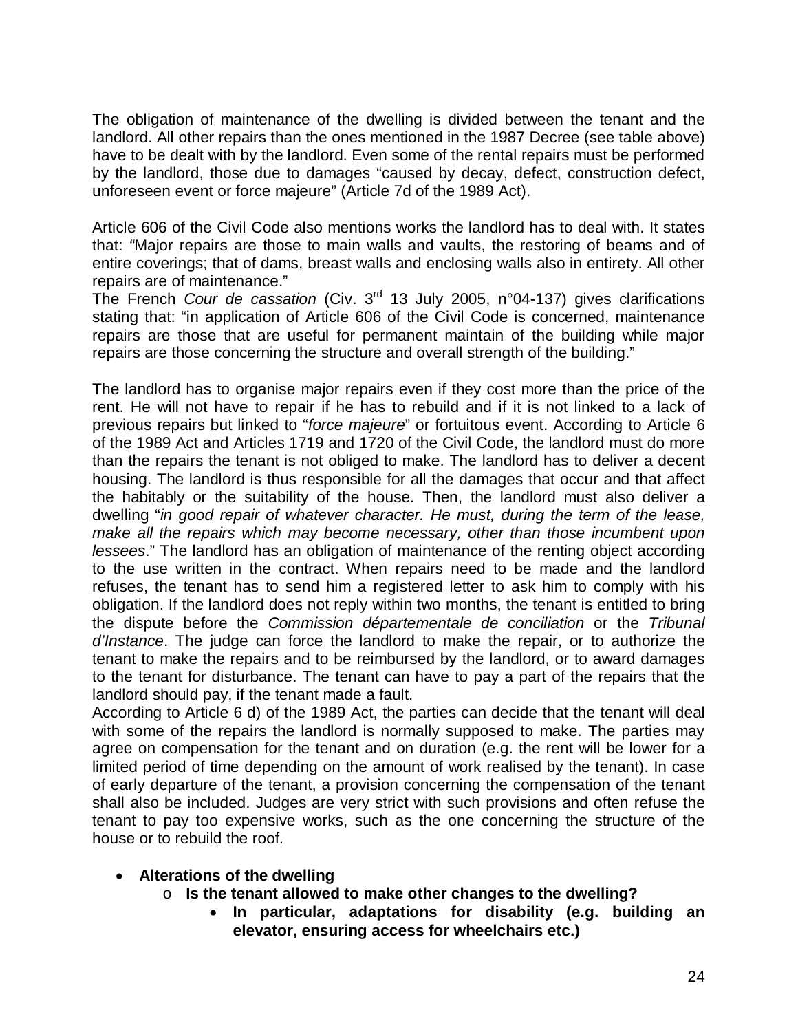The obligation of maintenance of the dwelling is divided between the tenant and the landlord. All other repairs than the ones mentioned in the 1987 Decree (see table above) have to be dealt with by the landlord. Even some of the rental repairs must be performed by the landlord, those due to damages "caused by decay, defect, construction defect, unforeseen event or force majeure" (Article 7d of the 1989 Act).

Article 606 of the Civil Code also mentions works the landlord has to deal with. It states that: "Major repairs are those to main walls and vaults, the restoring of beams and of entire coverings; that of dams, breast walls and enclosing walls also in entirety. All other repairs are of maintenance."

The French *Cour de cassation* (Civ. 3rd 13 July 2005, n°04-137) gives clarifications stating that: "in application of Article 606 of the Civil Code is concerned, maintenance repairs are those that are useful for permanent maintain of the building while major repairs are those concerning the structure and overall strength of the building."

The landlord has to organise major repairs even if they cost more than the price of the rent. He will not have to repair if he has to rebuild and if it is not linked to a lack of previous repairs but linked to "*force majeure*" or fortuitous event. According to Article 6 of the 1989 Act and Articles 1719 and 1720 of the Civil Code, the landlord must do more than the repairs the tenant is not obliged to make. The landlord has to deliver a decent housing. The landlord is thus responsible for all the damages that occur and that affect the habitably or the suitability of the house. Then, the landlord must also deliver a dwelling "*in good repair of whatever character. He must, during the term of the lease, make all the repairs which may become necessary, other than those incumbent upon lessees*." The landlord has an obligation of maintenance of the renting object according to the use written in the contract. When repairs need to be made and the landlord refuses, the tenant has to send him a registered letter to ask him to comply with his obligation. If the landlord does not reply within two months, the tenant is entitled to bring the dispute before the *Commission départementale de conciliation* or the *Tribunal d'Instance*. The judge can force the landlord to make the repair, or to authorize the tenant to make the repairs and to be reimbursed by the landlord, or to award damages to the tenant for disturbance. The tenant can have to pay a part of the repairs that the landlord should pay, if the tenant made a fault.

According to Article 6 d) of the 1989 Act, the parties can decide that the tenant will deal with some of the repairs the landlord is normally supposed to make. The parties may agree on compensation for the tenant and on duration (e.g. the rent will be lower for a limited period of time depending on the amount of work realised by the tenant). In case of early departure of the tenant, a provision concerning the compensation of the tenant shall also be included. Judges are very strict with such provisions and often refuse the tenant to pay too expensive works, such as the one concerning the structure of the house or to rebuild the roof.

- **Alterations of the dwelling**
  - **Is the tenant allowed to make other changes to the dwelling?**
    - **In particular, adaptations for disability (e.g. building an elevator, ensuring access for wheelchairs etc.)**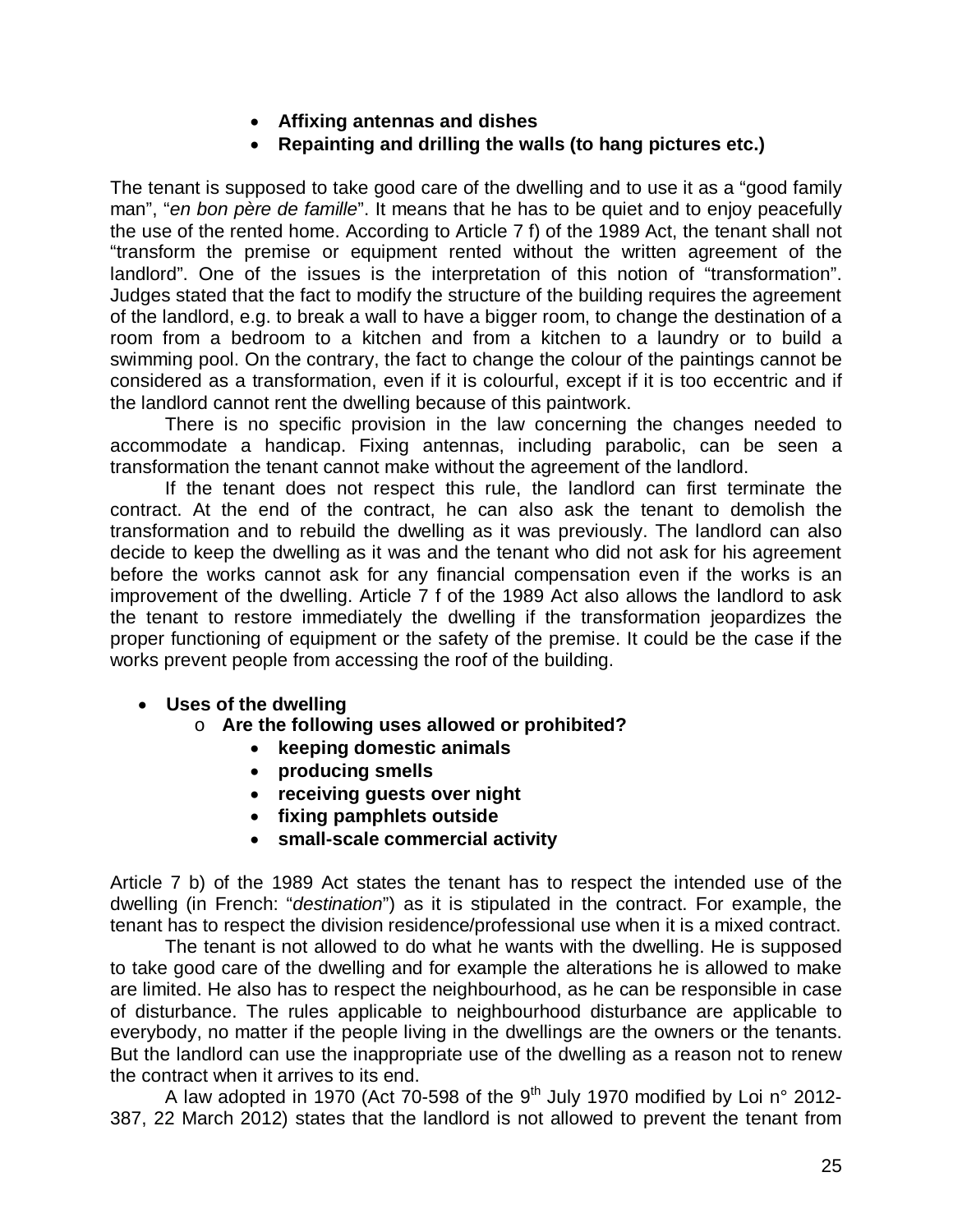- **Affixing antennas and dishes**
- **Repainting and drilling the walls (to hang pictures etc.)**

The tenant is supposed to take good care of the dwelling and to use it as a "good family man", "*en bon père de famille*". It means that he has to be quiet and to enjoy peacefully the use of the rented home. According to Article 7 f) of the 1989 Act, the tenant shall not "transform the premise or equipment rented without the written agreement of the landlord". One of the issues is the interpretation of this notion of "transformation". Judges stated that the fact to modify the structure of the building requires the agreement of the landlord, e.g. to break a wall to have a bigger room, to change the destination of a room from a bedroom to a kitchen and from a kitchen to a laundry or to build a swimming pool. On the contrary, the fact to change the colour of the paintings cannot be considered as a transformation, even if it is colourful, except if it is too eccentric and if the landlord cannot rent the dwelling because of this paintwork.

There is no specific provision in the law concerning the changes needed to accommodate a handicap. Fixing antennas, including parabolic, can be seen a transformation the tenant cannot make without the agreement of the landlord.

If the tenant does not respect this rule, the landlord can first terminate the contract. At the end of the contract, he can also ask the tenant to demolish the transformation and to rebuild the dwelling as it was previously. The landlord can also decide to keep the dwelling as it was and the tenant who did not ask for his agreement before the works cannot ask for any financial compensation even if the works is an improvement of the dwelling. Article 7 f of the 1989 Act also allows the landlord to ask the tenant to restore immediately the dwelling if the transformation jeopardizes the proper functioning of equipment or the safety of the premise. It could be the case if the works prevent people from accessing the roof of the building.

- **Uses of the dwelling**
  - **Are the following uses allowed or prohibited?**
    - **keeping domestic animals**
    - **producing smells**
    - **receiving guests over night**
    - **fixing pamphlets outside**
    - **small-scale commercial activity**

Article 7 b) of the 1989 Act states the tenant has to respect the intended use of the dwelling (in French: "*destination*") as it is stipulated in the contract. For example, the tenant has to respect the division residence/professional use when it is a mixed contract.

The tenant is not allowed to do what he wants with the dwelling. He is supposed to take good care of the dwelling and for example the alterations he is allowed to make are limited. He also has to respect the neighbourhood, as he can be responsible in case of disturbance. The rules applicable to neighbourhood disturbance are applicable to everybody, no matter if the people living in the dwellings are the owners or the tenants. But the landlord can use the inappropriate use of the dwelling as a reason not to renew the contract when it arrives to its end.

A law adopted in 1970 (Act 70-598 of the 9th July 1970 modified by Loi n° 2012-387, 22 March 2012) states that the landlord is not allowed to prevent the tenant from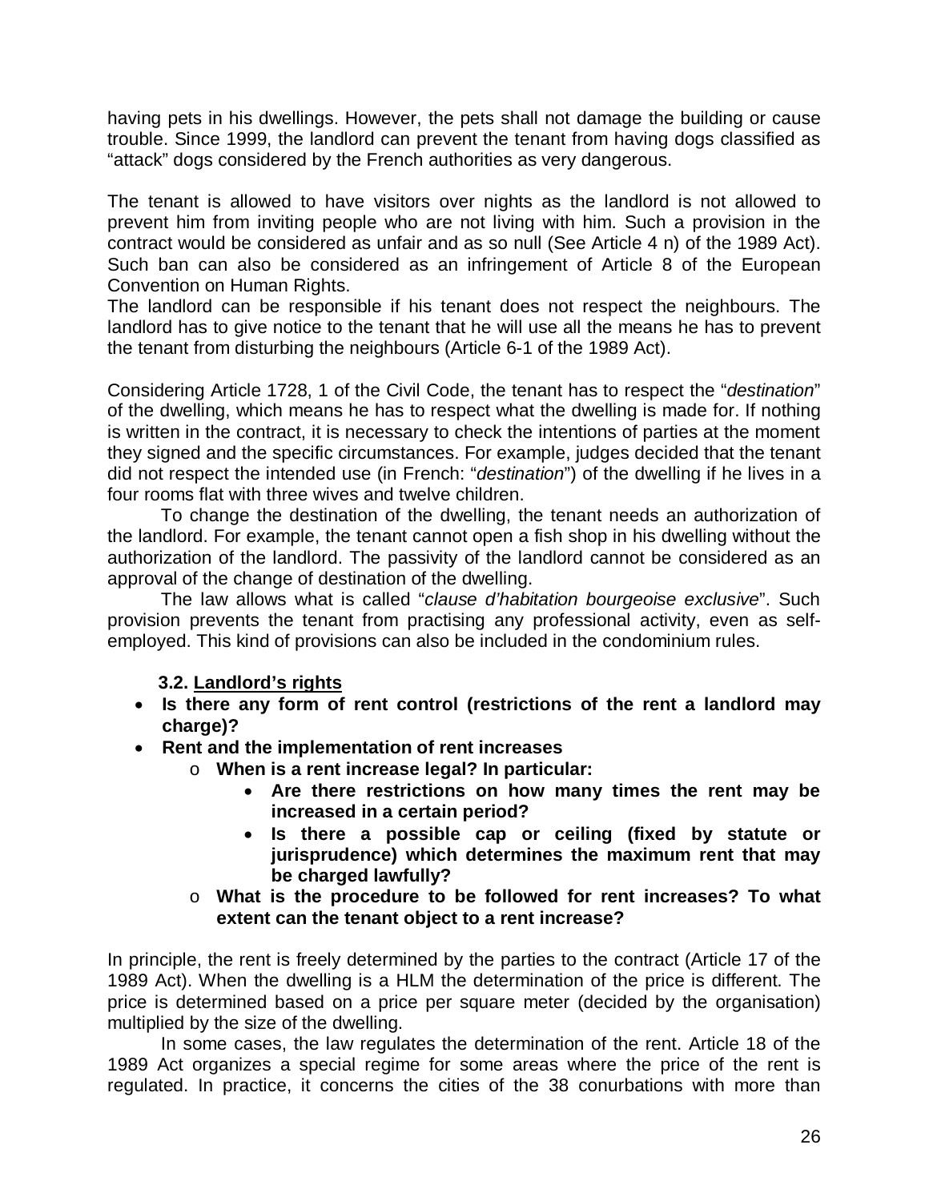having pets in his dwellings. However, the pets shall not damage the building or cause trouble. Since 1999, the landlord can prevent the tenant from having dogs classified as "attack" dogs considered by the French authorities as very dangerous.

The tenant is allowed to have visitors over nights as the landlord is not allowed to prevent him from inviting people who are not living with him. Such a provision in the contract would be considered as unfair and as so null (See Article 4 n) of the 1989 Act). Such ban can also be considered as an infringement of Article 8 of the European Convention on Human Rights.

The landlord can be responsible if his tenant does not respect the neighbours. The landlord has to give notice to the tenant that he will use all the means he has to prevent the tenant from disturbing the neighbours (Article 6-1 of the 1989 Act).

Considering Article 1728, 1 of the Civil Code, the tenant has to respect the "*destination*" of the dwelling, which means he has to respect what the dwelling is made for. If nothing is written in the contract, it is necessary to check the intentions of parties at the moment they signed and the specific circumstances. For example, judges decided that the tenant did not respect the intended use (in French: "*destination*") of the dwelling if he lives in a four rooms flat with three wives and twelve children.

To change the destination of the dwelling, the tenant needs an authorization of the landlord. For example, the tenant cannot open a fish shop in his dwelling without the authorization of the landlord. The passivity of the landlord cannot be considered as an approval of the change of destination of the dwelling.

The law allows what is called "*clause d'habitation bourgeoise exclusive*". Such provision prevents the tenant from practising any professional activity, even as self-employed. This kind of provisions can also be included in the condominium rules.

### 3.2. Landlord's rights

- **Is there any form of rent control (restrictions of the rent a landlord may charge)?**
- **Rent and the implementation of rent increases**
    - **When is a rent increase legal? In particular:**
        - **Are there restrictions on how many times the rent may be increased in a certain period?**
        - **Is there a possible cap or ceiling (fixed by statute or jurisprudence) which determines the maximum rent that may be charged lawfully?**
    - **What is the procedure to be followed for rent increases? To what extent can the tenant object to a rent increase?**

In principle, the rent is freely determined by the parties to the contract (Article 17 of the 1989 Act). When the dwelling is a HLM the determination of the price is different. The price is determined based on a price per square meter (decided by the organisation) multiplied by the size of the dwelling.

In some cases, the law regulates the determination of the rent. Article 18 of the 1989 Act organizes a special regime for some areas where the price of the rent is regulated. In practice, it concerns the cities of the 38 conurbations with more than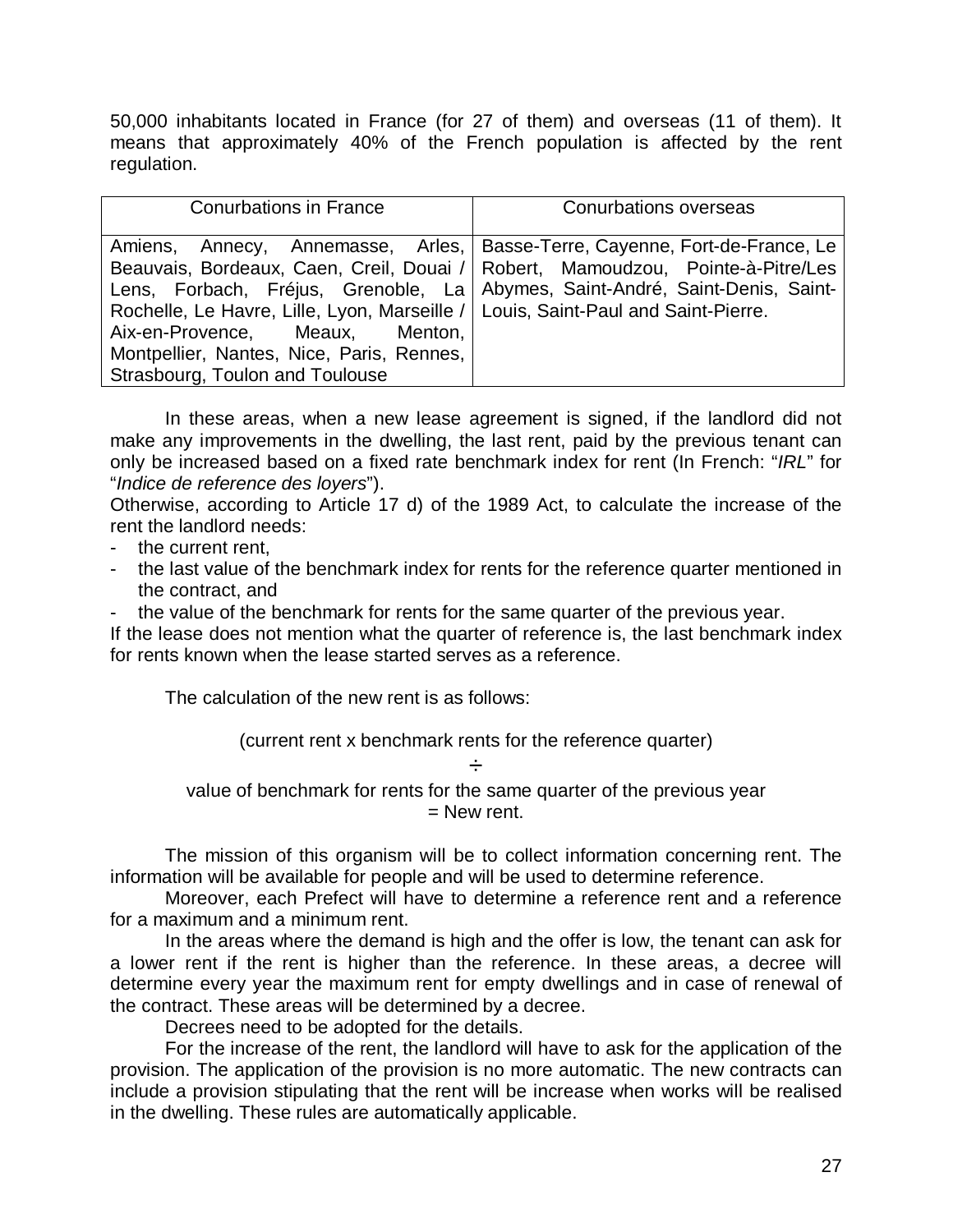50,000 inhabitants located in France (for 27 of them) and overseas (11 of them). It means that approximately 40% of the French population is affected by the rent regulation.

| Conurbations in France | Conurbations overseas |
|---|---|
| Amiens, Annecy, Annemasse, Arles, Beauvais, Bordeaux, Caen, Creil, Douai / Lens, Forbach, Fréjus, Grenoble, La Rochelle, Le Havre, Lille, Lyon, Marseille / Aix-en-Provence, Meaux, Menton, Montpellier, Nantes, Nice, Paris, Rennes, Strasbourg, Toulon and Toulouse | Basse-Terre, Cayenne, Fort-de-France, Le Robert, Mamoudzou, Pointe-à-Pitre/Les Abymes, Saint-André, Saint-Denis, Saint-Louis, Saint-Paul and Saint-Pierre. |

In these areas, when a new lease agreement is signed, if the landlord did not make any improvements in the dwelling, the last rent, paid by the previous tenant can only be increased based on a fixed rate benchmark index for rent (In French: "*IRL*" for "*Indice de reference des loyers*").

Otherwise, according to Article 17 d) of the 1989 Act, to calculate the increase of the rent the landlord needs:

- the current rent,
- the last value of the benchmark index for rents for the reference quarter mentioned in the contract, and
- the value of the benchmark for rents for the same quarter of the previous year.

If the lease does not mention what the quarter of reference is, the last benchmark index for rents known when the lease started serves as a reference.

The calculation of the new rent is as follows:

(current rent x benchmark rents for the reference quarter)

÷

value of benchmark for rents for the same quarter of the previous year
= New rent.

The mission of this organism will be to collect information concerning rent. The information will be available for people and will be used to determine reference.

Moreover, each Prefect will have to determine a reference rent and a reference for a maximum and a minimum rent.

In the areas where the demand is high and the offer is low, the tenant can ask for a lower rent if the rent is higher than the reference. In these areas, a decree will determine every year the maximum rent for empty dwellings and in case of renewal of the contract. These areas will be determined by a decree.

Decrees need to be adopted for the details.

For the increase of the rent, the landlord will have to ask for the application of the provision. The application of the provision is no more automatic. The new contracts can include a provision stipulating that the rent will be increase when works will be realised in the dwelling. These rules are automatically applicable.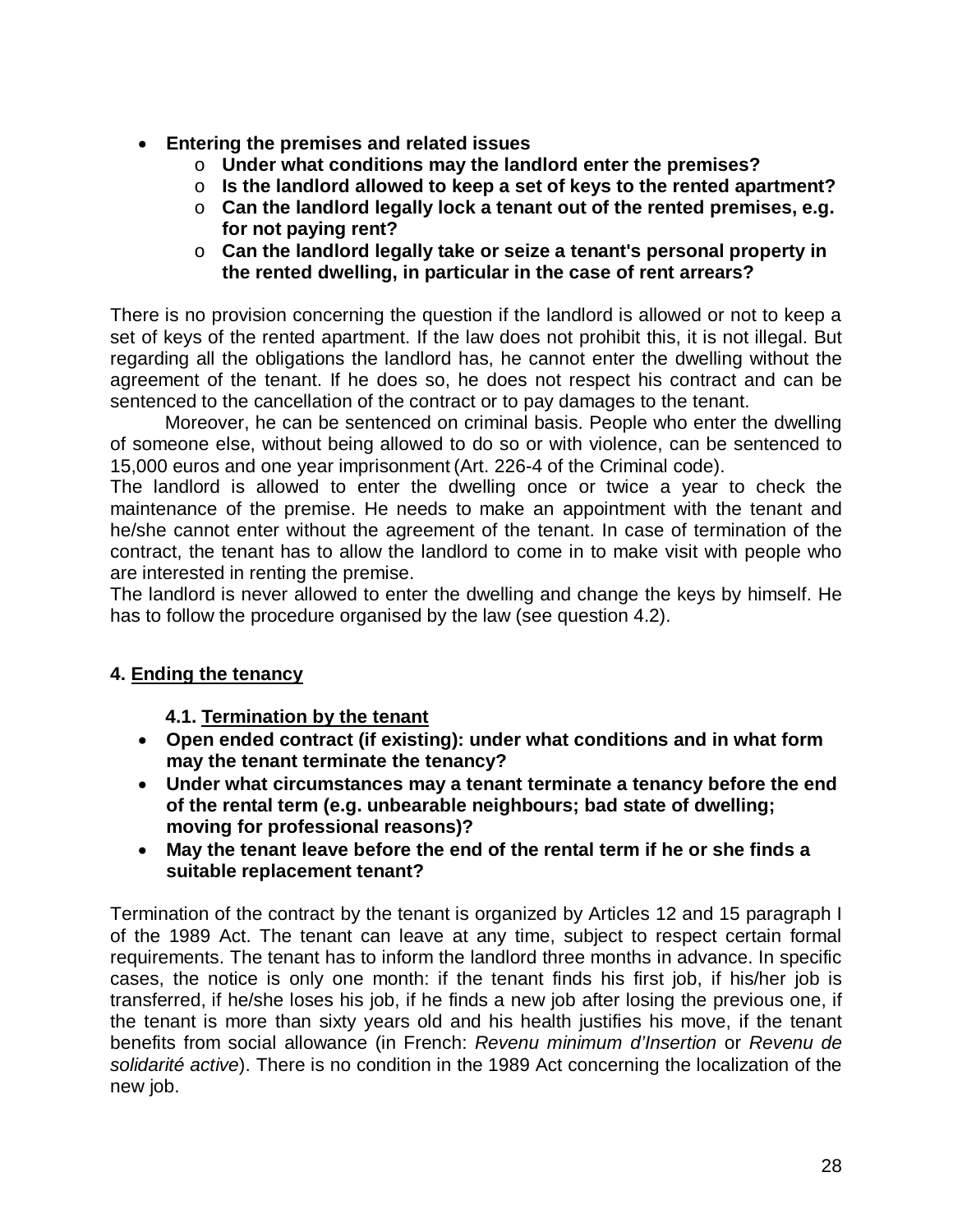- **Entering the premises and related issues**
  - **Under what conditions may the landlord enter the premises?**
  - **Is the landlord allowed to keep a set of keys to the rented apartment?**
  - **Can the landlord legally lock a tenant out of the rented premises, e.g. for not paying rent?**
  - **Can the landlord legally take or seize a tenant's personal property in the rented dwelling, in particular in the case of rent arrears?**

There is no provision concerning the question if the landlord is allowed or not to keep a set of keys of the rented apartment. If the law does not prohibit this, it is not illegal. But regarding all the obligations the landlord has, he cannot enter the dwelling without the agreement of the tenant. If he does so, he does not respect his contract and can be sentenced to the cancellation of the contract or to pay damages to the tenant.

Moreover, he can be sentenced on criminal basis. People who enter the dwelling of someone else, without being allowed to do so or with violence, can be sentenced to 15,000 euros and one year imprisonment (Art. 226-4 of the Criminal code).

The landlord is allowed to enter the dwelling once or twice a year to check the maintenance of the premise. He needs to make an appointment with the tenant and he/she cannot enter without the agreement of the tenant. In case of termination of the contract, the tenant has to allow the landlord to come in to make visit with people who are interested in renting the premise.

The landlord is never allowed to enter the dwelling and change the keys by himself. He has to follow the procedure organised by the law (see question 4.2).

## 4. Ending the tenancy

### 4.1. Termination by the tenant

- **Open ended contract (if existing): under what conditions and in what form may the tenant terminate the tenancy?**
- **Under what circumstances may a tenant terminate a tenancy before the end of the rental term (e.g. unbearable neighbours; bad state of dwelling; moving for professional reasons)?**
- **May the tenant leave before the end of the rental term if he or she finds a suitable replacement tenant?**

Termination of the contract by the tenant is organized by Articles 12 and 15 paragraph I of the 1989 Act. The tenant can leave at any time, subject to respect certain formal requirements. The tenant has to inform the landlord three months in advance. In specific cases, the notice is only one month: if the tenant finds his first job, if his/her job is transferred, if he/she loses his job, if he finds a new job after losing the previous one, if the tenant is more than sixty years old and his health justifies his move, if the tenant benefits from social allowance (in French: *Revenu minimum d'Insertion* or *Revenu de solidarité active*). There is no condition in the 1989 Act concerning the localization of the new job.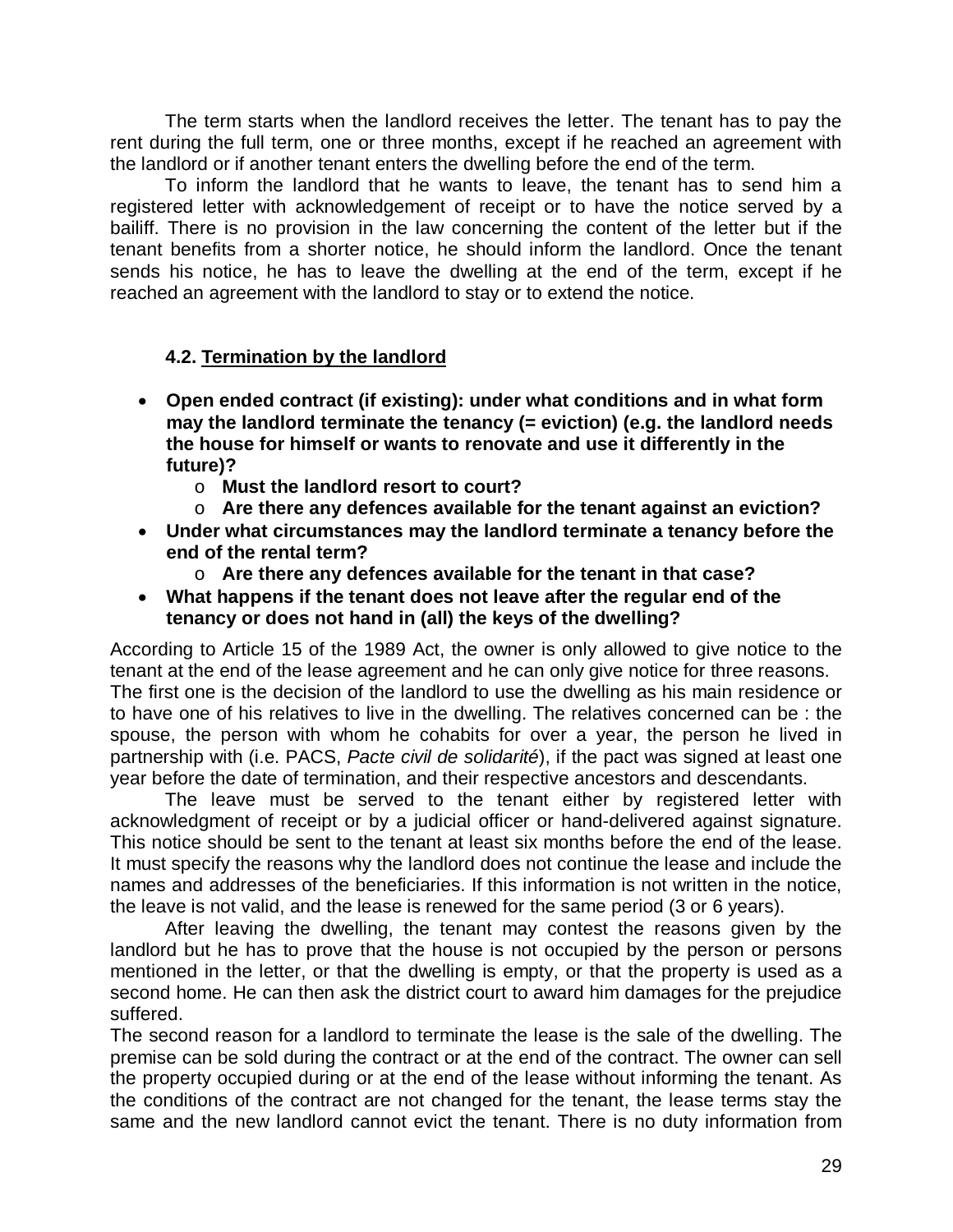The term starts when the landlord receives the letter. The tenant has to pay the rent during the full term, one or three months, except if he reached an agreement with the landlord or if another tenant enters the dwelling before the end of the term.

To inform the landlord that he wants to leave, the tenant has to send him a registered letter with acknowledgement of receipt or to have the notice served by a bailiff. There is no provision in the law concerning the content of the letter but if the tenant benefits from a shorter notice, he should inform the landlord. Once the tenant sends his notice, he has to leave the dwelling at the end of the term, except if he reached an agreement with the landlord to stay or to extend the notice.

### 4.2. Termination by the landlord

- **Open ended contract (if existing): under what conditions and in what form may the landlord terminate the tenancy (= eviction) (e.g. the landlord needs the house for himself or wants to renovate and use it differently in the future)?**
  - **Must the landlord resort to court?**
  - **Are there any defences available for the tenant against an eviction?**
- **Under what circumstances may the landlord terminate a tenancy before the end of the rental term?**
  - **Are there any defences available for the tenant in that case?**
- **What happens if the tenant does not leave after the regular end of the tenancy or does not hand in (all) the keys of the dwelling?**

According to Article 15 of the 1989 Act, the owner is only allowed to give notice to the tenant at the end of the lease agreement and he can only give notice for three reasons. The first one is the decision of the landlord to use the dwelling as his main residence or to have one of his relatives to live in the dwelling. The relatives concerned can be : the spouse, the person with whom he cohabits for over a year, the person he lived in partnership with (i.e. PACS, *Pacte civil de solidarité*), if the pact was signed at least one year before the date of termination, and their respective ancestors and descendants.

The leave must be served to the tenant either by registered letter with acknowledgment of receipt or by a judicial officer or hand-delivered against signature. This notice should be sent to the tenant at least six months before the end of the lease. It must specify the reasons why the landlord does not continue the lease and include the names and addresses of the beneficiaries. If this information is not written in the notice, the leave is not valid, and the lease is renewed for the same period (3 or 6 years).

After leaving the dwelling, the tenant may contest the reasons given by the landlord but he has to prove that the house is not occupied by the person or persons mentioned in the letter, or that the dwelling is empty, or that the property is used as a second home. He can then ask the district court to award him damages for the prejudice suffered.

The second reason for a landlord to terminate the lease is the sale of the dwelling. The premise can be sold during the contract or at the end of the contract. The owner can sell the property occupied during or at the end of the lease without informing the tenant. As the conditions of the contract are not changed for the tenant, the lease terms stay the same and the new landlord cannot evict the tenant. There is no duty information from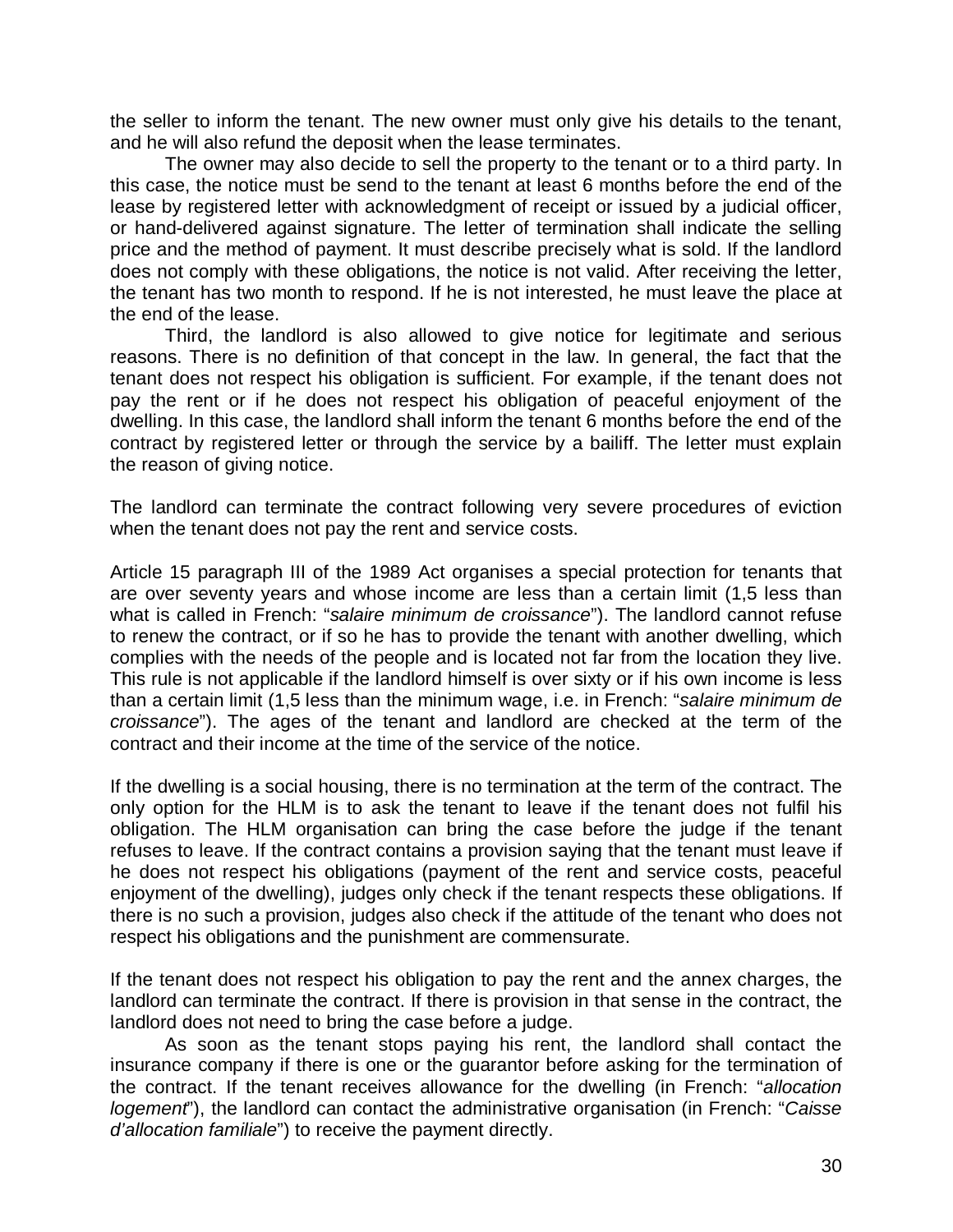the seller to inform the tenant. The new owner must only give his details to the tenant, and he will also refund the deposit when the lease terminates.

The owner may also decide to sell the property to the tenant or to a third party. In this case, the notice must be send to the tenant at least 6 months before the end of the lease by registered letter with acknowledgment of receipt or issued by a judicial officer, or hand-delivered against signature. The letter of termination shall indicate the selling price and the method of payment. It must describe precisely what is sold. If the landlord does not comply with these obligations, the notice is not valid. After receiving the letter, the tenant has two month to respond. If he is not interested, he must leave the place at the end of the lease.

Third, the landlord is also allowed to give notice for legitimate and serious reasons. There is no definition of that concept in the law. In general, the fact that the tenant does not respect his obligation is sufficient. For example, if the tenant does not pay the rent or if he does not respect his obligation of peaceful enjoyment of the dwelling. In this case, the landlord shall inform the tenant 6 months before the end of the contract by registered letter or through the service by a bailiff. The letter must explain the reason of giving notice.

The landlord can terminate the contract following very severe procedures of eviction when the tenant does not pay the rent and service costs.

Article 15 paragraph III of the 1989 Act organises a special protection for tenants that are over seventy years and whose income are less than a certain limit (1,5 less than what is called in French: "*salaire minimum de croissance*"). The landlord cannot refuse to renew the contract, or if so he has to provide the tenant with another dwelling, which complies with the needs of the people and is located not far from the location they live. This rule is not applicable if the landlord himself is over sixty or if his own income is less than a certain limit (1,5 less than the minimum wage, i.e. in French: "*salaire minimum de croissance*"). The ages of the tenant and landlord are checked at the term of the contract and their income at the time of the service of the notice.

If the dwelling is a social housing, there is no termination at the term of the contract. The only option for the HLM is to ask the tenant to leave if the tenant does not fulfil his obligation. The HLM organisation can bring the case before the judge if the tenant refuses to leave. If the contract contains a provision saying that the tenant must leave if he does not respect his obligations (payment of the rent and service costs, peaceful enjoyment of the dwelling), judges only check if the tenant respects these obligations. If there is no such a provision, judges also check if the attitude of the tenant who does not respect his obligations and the punishment are commensurate.

If the tenant does not respect his obligation to pay the rent and the annex charges, the landlord can terminate the contract. If there is provision in that sense in the contract, the landlord does not need to bring the case before a judge.

As soon as the tenant stops paying his rent, the landlord shall contact the insurance company if there is one or the guarantor before asking for the termination of the contract. If the tenant receives allowance for the dwelling (in French: "*allocation logement*"), the landlord can contact the administrative organisation (in French: "*Caisse d'allocation familiale*") to receive the payment directly.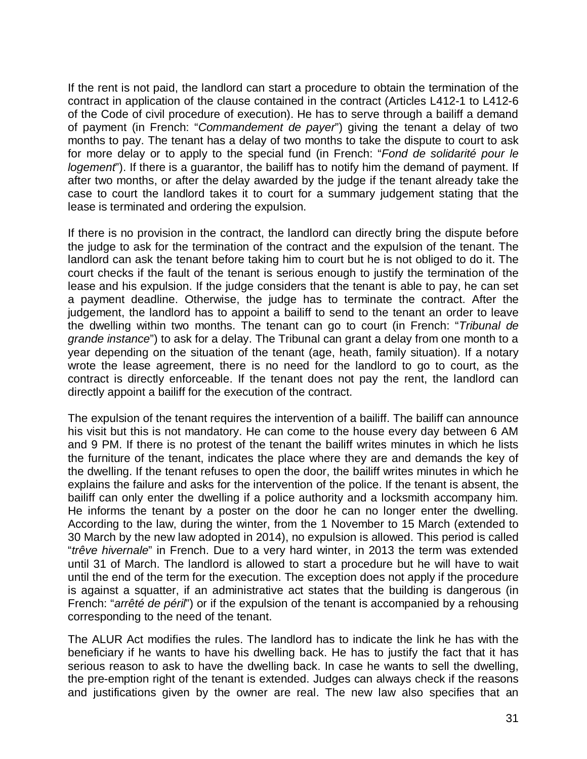If the rent is not paid, the landlord can start a procedure to obtain the termination of the contract in application of the clause contained in the contract (Articles L412-1 to L412-6 of the Code of civil procedure of execution). He has to serve through a bailiff a demand of payment (in French: "*Commandement de payer*") giving the tenant a delay of two months to pay. The tenant has a delay of two months to take the dispute to court to ask for more delay or to apply to the special fund (in French: "*Fond de solidarité pour le logement*"). If there is a guarantor, the bailiff has to notify him the demand of payment. If after two months, or after the delay awarded by the judge if the tenant already take the case to court the landlord takes it to court for a summary judgement stating that the lease is terminated and ordering the expulsion.

If there is no provision in the contract, the landlord can directly bring the dispute before the judge to ask for the termination of the contract and the expulsion of the tenant. The landlord can ask the tenant before taking him to court but he is not obliged to do it. The court checks if the fault of the tenant is serious enough to justify the termination of the lease and his expulsion. If the judge considers that the tenant is able to pay, he can set a payment deadline. Otherwise, the judge has to terminate the contract. After the judgement, the landlord has to appoint a bailiff to send to the tenant an order to leave the dwelling within two months. The tenant can go to court (in French: "*Tribunal de grande instance*") to ask for a delay. The Tribunal can grant a delay from one month to a year depending on the situation of the tenant (age, heath, family situation). If a notary wrote the lease agreement, there is no need for the landlord to go to court, as the contract is directly enforceable. If the tenant does not pay the rent, the landlord can directly appoint a bailiff for the execution of the contract.

The expulsion of the tenant requires the intervention of a bailiff. The bailiff can announce his visit but this is not mandatory. He can come to the house every day between 6 AM and 9 PM. If there is no protest of the tenant the bailiff writes minutes in which he lists the furniture of the tenant, indicates the place where they are and demands the key of the dwelling. If the tenant refuses to open the door, the bailiff writes minutes in which he explains the failure and asks for the intervention of the police. If the tenant is absent, the bailiff can only enter the dwelling if a police authority and a locksmith accompany him. He informs the tenant by a poster on the door he can no longer enter the dwelling. According to the law, during the winter, from the 1 November to 15 March (extended to 30 March by the new law adopted in 2014), no expulsion is allowed. This period is called "*trêve hivernale*" in French. Due to a very hard winter, in 2013 the term was extended until 31 of March. The landlord is allowed to start a procedure but he will have to wait until the end of the term for the execution. The exception does not apply if the procedure is against a squatter, if an administrative act states that the building is dangerous (in French: "*arrêté de péril*") or if the expulsion of the tenant is accompanied by a rehousing corresponding to the need of the tenant.

The ALUR Act modifies the rules. The landlord has to indicate the link he has with the beneficiary if he wants to have his dwelling back. He has to justify the fact that it has serious reason to ask to have the dwelling back. In case he wants to sell the dwelling, the pre-emption right of the tenant is extended. Judges can always check if the reasons and justifications given by the owner are real. The new law also specifies that an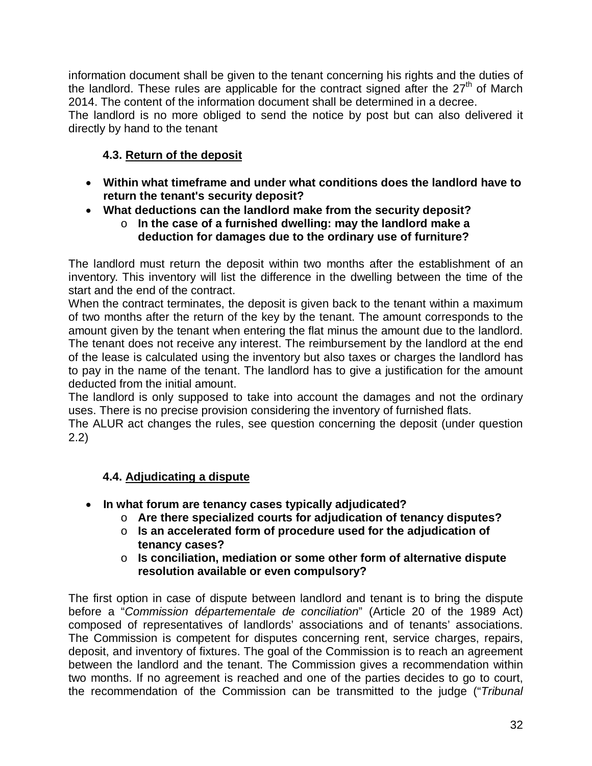information document shall be given to the tenant concerning his rights and the duties of the landlord. These rules are applicable for the contract signed after the 27th of March 2014. The content of the information document shall be determined in a decree.
The landlord is no more obliged to send the notice by post but can also delivered it directly by hand to the tenant

### 4.3. Return of the deposit

- **Within what timeframe and under what conditions does the landlord have to return the tenant's security deposit?**
- **What deductions can the landlord make from the security deposit?**
    - **In the case of a furnished dwelling: may the landlord make a deduction for damages due to the ordinary use of furniture?**

The landlord must return the deposit within two months after the establishment of an inventory. This inventory will list the difference in the dwelling between the time of the start and the end of the contract.
When the contract terminates, the deposit is given back to the tenant within a maximum of two months after the return of the key by the tenant. The amount corresponds to the amount given by the tenant when entering the flat minus the amount due to the landlord. The tenant does not receive any interest. The reimbursement by the landlord at the end of the lease is calculated using the inventory but also taxes or charges the landlord has to pay in the name of the tenant. The landlord has to give a justification for the amount deducted from the initial amount.
The landlord is only supposed to take into account the damages and not the ordinary uses. There is no precise provision considering the inventory of furnished flats.
The ALUR act changes the rules, see question concerning the deposit (under question 2.2)

### 4.4. Adjudicating a dispute

- **In what forum are tenancy cases typically adjudicated?**
    - **Are there specialized courts for adjudication of tenancy disputes?**
    - **Is an accelerated form of procedure used for the adjudication of tenancy cases?**
    - **Is conciliation, mediation or some other form of alternative dispute resolution available or even compulsory?**

The first option in case of dispute between landlord and tenant is to bring the dispute before a "*Commission départementale de conciliation*" (Article 20 of the 1989 Act) composed of representatives of landlords' associations and of tenants' associations. The Commission is competent for disputes concerning rent, service charges, repairs, deposit, and inventory of fixtures. The goal of the Commission is to reach an agreement between the landlord and the tenant. The Commission gives a recommendation within two months. If no agreement is reached and one of the parties decides to go to court, the recommendation of the Commission can be transmitted to the judge ("*Tribunal*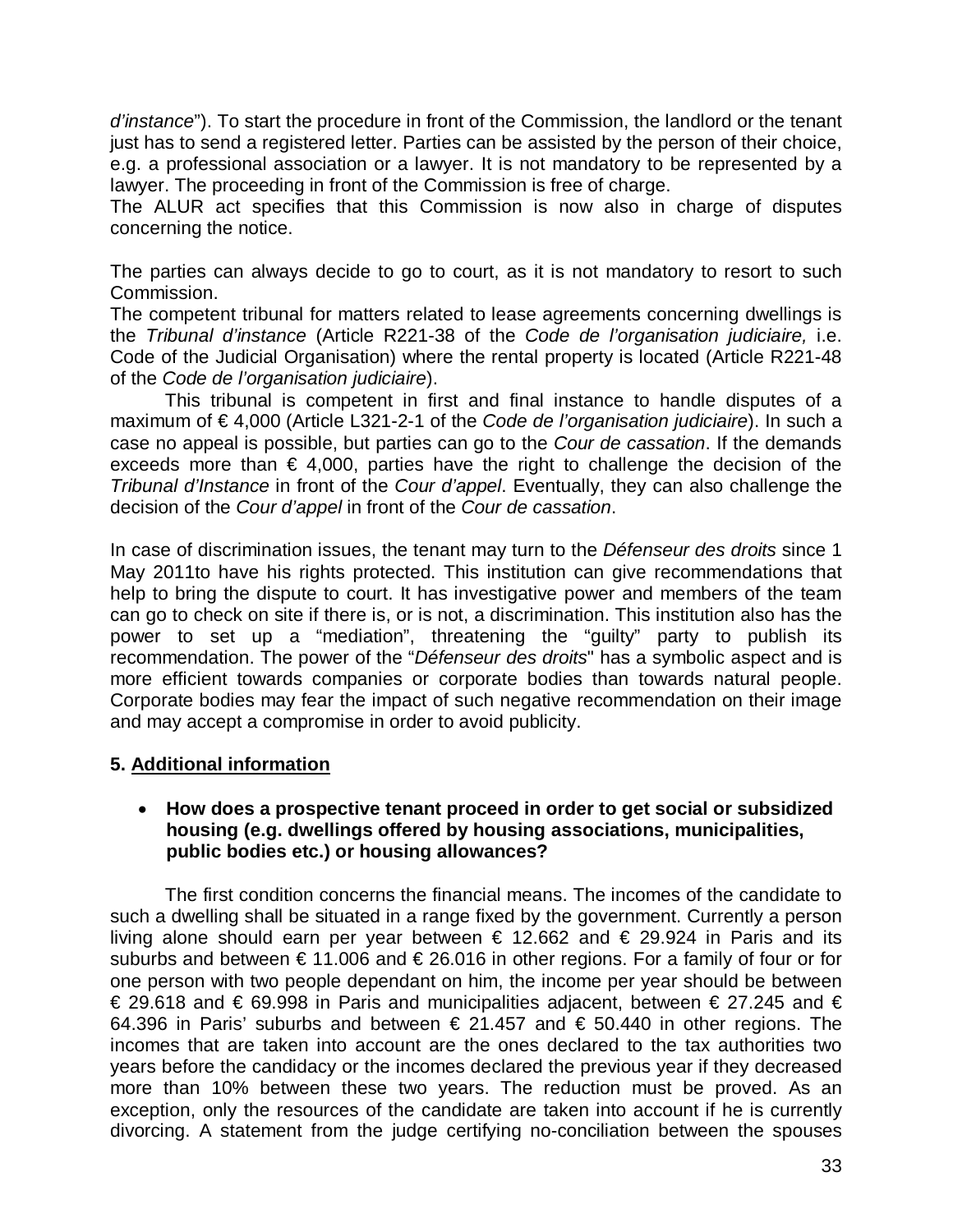*d'instance*"). To start the procedure in front of the Commission, the landlord or the tenant just has to send a registered letter. Parties can be assisted by the person of their choice, e.g. a professional association or a lawyer. It is not mandatory to be represented by a lawyer. The proceeding in front of the Commission is free of charge.
The ALUR act specifies that this Commission is now also in charge of disputes concerning the notice.

The parties can always decide to go to court, as it is not mandatory to resort to such Commission.
The competent tribunal for matters related to lease agreements concerning dwellings is the *Tribunal d'instance* (Article R221-38 of the *Code de l'organisation judiciaire,* i.e. Code of the Judicial Organisation) where the rental property is located (Article R221-48 of the *Code de l'organisation judiciaire*).

This tribunal is competent in first and final instance to handle disputes of a maximum of € 4,000 (Article L321-2-1 of the *Code de l'organisation judiciaire*). In such a case no appeal is possible, but parties can go to the *Cour de cassation*. If the demands exceeds more than € 4,000, parties have the right to challenge the decision of the *Tribunal d'Instance* in front of the *Cour d'appel*. Eventually, they can also challenge the decision of the *Cour d'appel* in front of the *Cour de cassation*.

In case of discrimination issues, the tenant may turn to the *Défenseur des droits* since 1 May 2011to have his rights protected. This institution can give recommendations that help to bring the dispute to court. It has investigative power and members of the team can go to check on site if there is, or is not, a discrimination. This institution also has the power to set up a "mediation", threatening the "guilty" party to publish its recommendation. The power of the "*Défenseur des droits*" has a symbolic aspect and is more efficient towards companies or corporate bodies than towards natural people. Corporate bodies may fear the impact of such negative recommendation on their image and may accept a compromise in order to avoid publicity.

## 5. Additional information

- **How does a prospective tenant proceed in order to get social or subsidized housing (e.g. dwellings offered by housing associations, municipalities, public bodies etc.) or housing allowances?**

The first condition concerns the financial means. The incomes of the candidate to such a dwelling shall be situated in a range fixed by the government. Currently a person living alone should earn per year between € 12.662 and € 29.924 in Paris and its suburbs and between € 11.006 and € 26.016 in other regions. For a family of four or for one person with two people dependant on him, the income per year should be between € 29.618 and € 69.998 in Paris and municipalities adjacent, between € 27.245 and € 64.396 in Paris' suburbs and between € 21.457 and € 50.440 in other regions. The incomes that are taken into account are the ones declared to the tax authorities two years before the candidacy or the incomes declared the previous year if they decreased more than 10% between these two years. The reduction must be proved. As an exception, only the resources of the candidate are taken into account if he is currently divorcing. A statement from the judge certifying no-conciliation between the spouses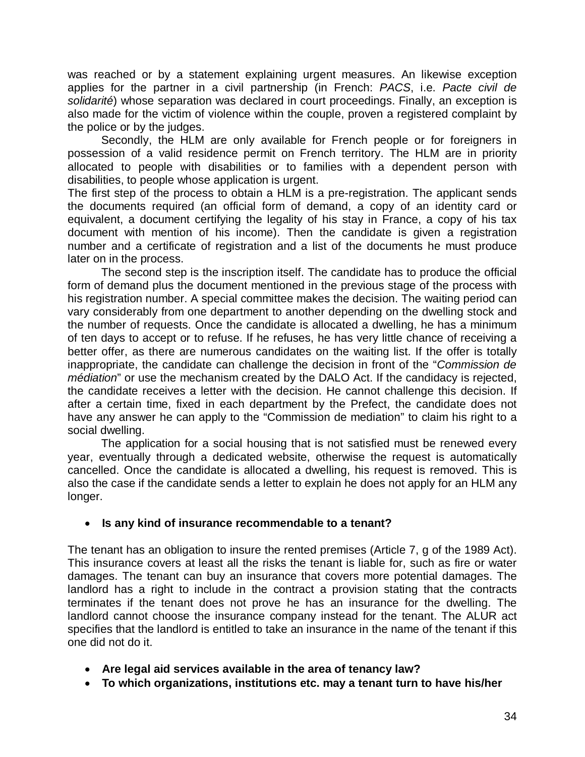was reached or by a statement explaining urgent measures. An likewise exception applies for the partner in a civil partnership (in French: *PACS*, i.e. *Pacte civil de solidarité*) whose separation was declared in court proceedings. Finally, an exception is also made for the victim of violence within the couple, proven a registered complaint by the police or by the judges.

Secondly, the HLM are only available for French people or for foreigners in possession of a valid residence permit on French territory. The HLM are in priority allocated to people with disabilities or to families with a dependent person with disabilities, to people whose application is urgent.

The first step of the process to obtain a HLM is a pre-registration. The applicant sends the documents required (an official form of demand, a copy of an identity card or equivalent, a document certifying the legality of his stay in France, a copy of his tax document with mention of his income). Then the candidate is given a registration number and a certificate of registration and a list of the documents he must produce later on in the process.

The second step is the inscription itself. The candidate has to produce the official form of demand plus the document mentioned in the previous stage of the process with his registration number. A special committee makes the decision. The waiting period can vary considerably from one department to another depending on the dwelling stock and the number of requests. Once the candidate is allocated a dwelling, he has a minimum of ten days to accept or to refuse. If he refuses, he has very little chance of receiving a better offer, as there are numerous candidates on the waiting list. If the offer is totally inappropriate, the candidate can challenge the decision in front of the "*Commission de médiation*" or use the mechanism created by the DALO Act. If the candidacy is rejected, the candidate receives a letter with the decision. He cannot challenge this decision. If after a certain time, fixed in each department by the Prefect, the candidate does not have any answer he can apply to the "Commission de mediation" to claim his right to a social dwelling.

The application for a social housing that is not satisfied must be renewed every year, eventually through a dedicated website, otherwise the request is automatically cancelled. Once the candidate is allocated a dwelling, his request is removed. This is also the case if the candidate sends a letter to explain he does not apply for an HLM any longer.

- **Is any kind of insurance recommendable to a tenant?**

The tenant has an obligation to insure the rented premises (Article 7, g of the 1989 Act). This insurance covers at least all the risks the tenant is liable for, such as fire or water damages. The tenant can buy an insurance that covers more potential damages. The landlord has a right to include in the contract a provision stating that the contracts terminates if the tenant does not prove he has an insurance for the dwelling. The landlord cannot choose the insurance company instead for the tenant. The ALUR act specifies that the landlord is entitled to take an insurance in the name of the tenant if this one did not do it.

- **Are legal aid services available in the area of tenancy law?**
- **To which organizations, institutions etc. may a tenant turn to have his/her**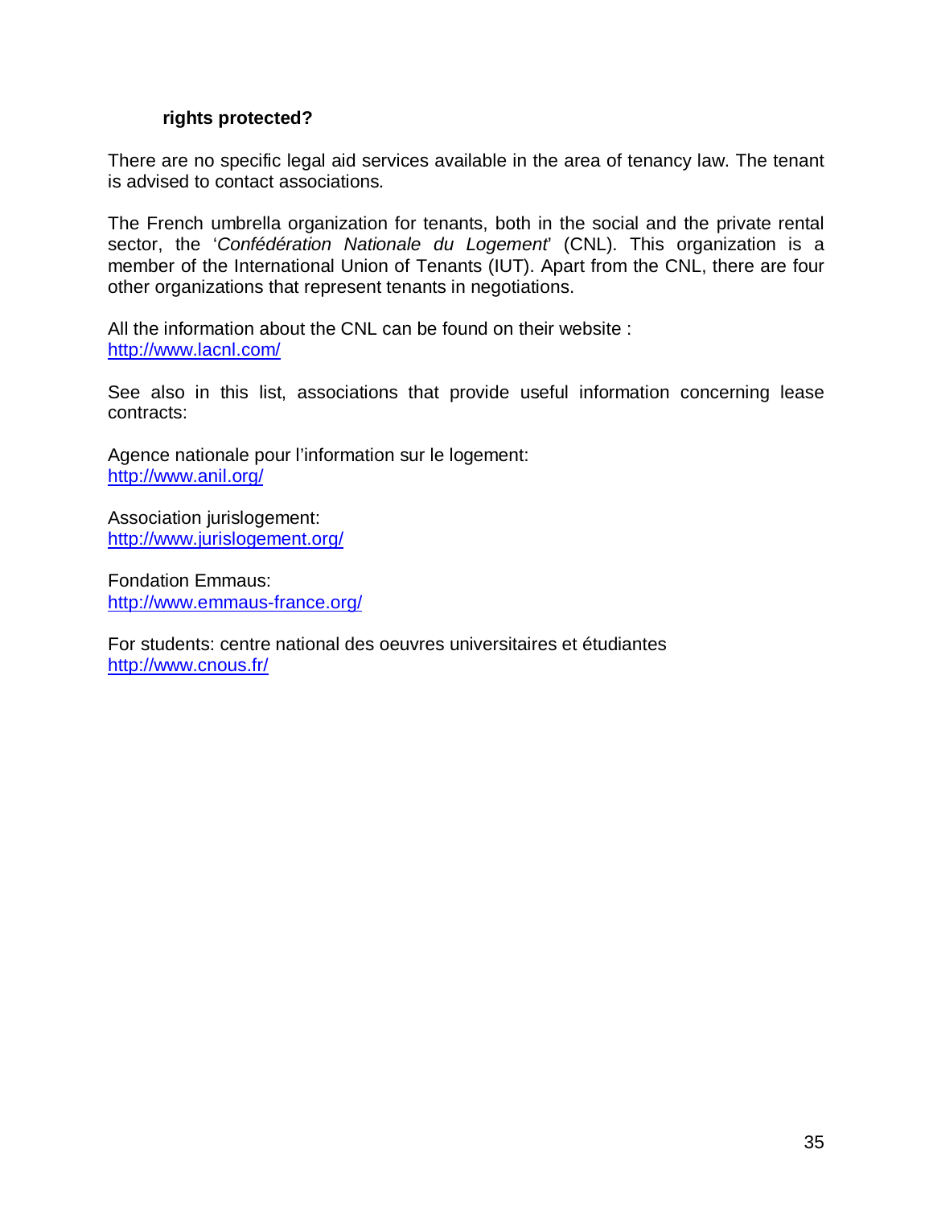**rights protected?**

There are no specific legal aid services available in the area of tenancy law. The tenant is advised to contact associations.

The French umbrella organization for tenants, both in the social and the private rental sector, the '*Confédération Nationale du Logement*' (CNL). This organization is a member of the International Union of Tenants (IUT). Apart from the CNL, there are four other organizations that represent tenants in negotiations.

All the information about the CNL can be found on their website :
http://www.lacnl.com/

See also in this list, associations that provide useful information concerning lease contracts:

Agence nationale pour l'information sur le logement:
http://www.anil.org/

Association jurislogement:
http://www.jurislogement.org/

Fondation Emmaus:
http://www.emmaus-france.org/

For students: centre national des oeuvres universitaires et étudiantes
http://www.cnous.fr/